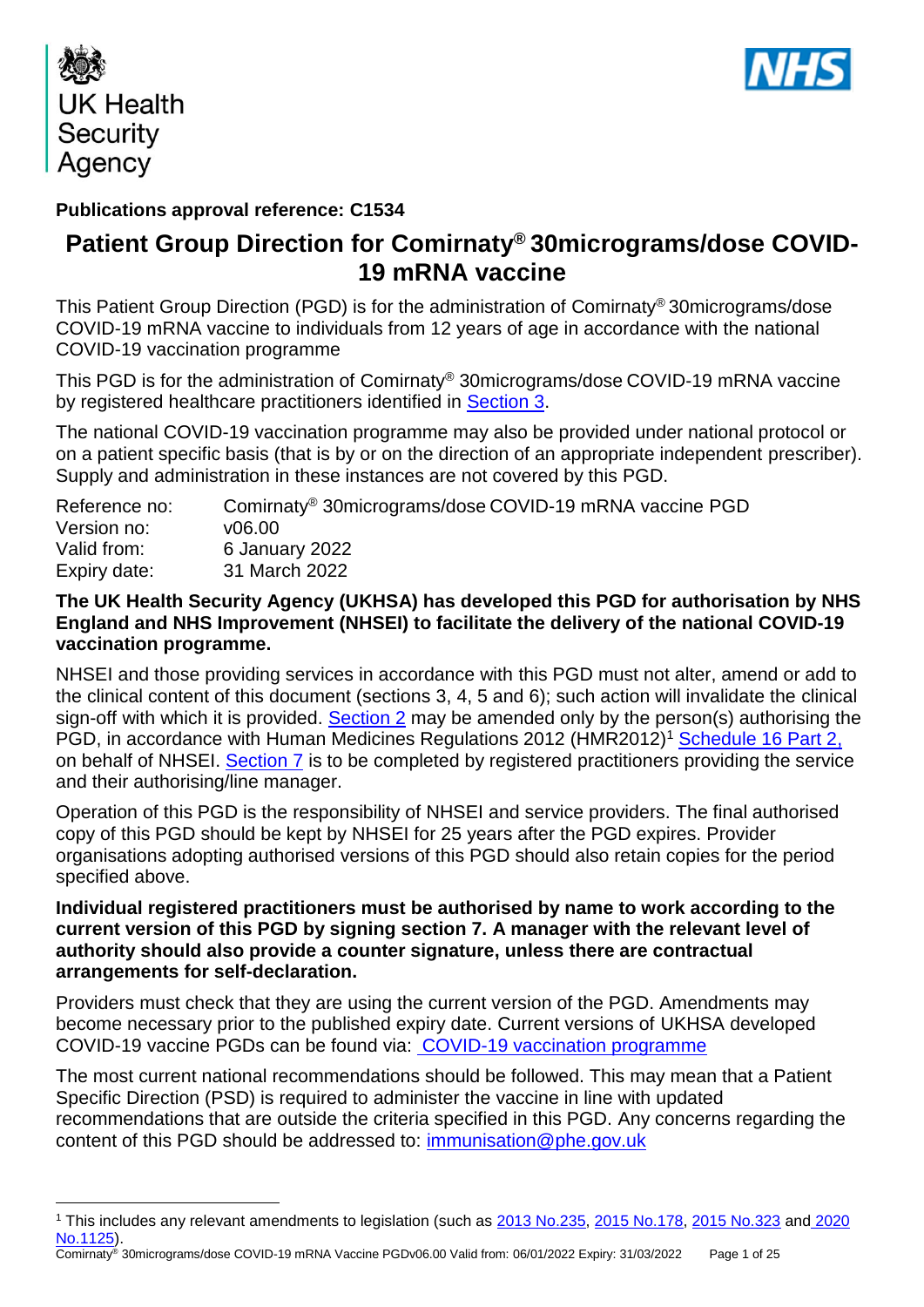UK Health Security Agency

NHS

**Publications approval reference: C1534**

# Patient Group Direction for Comirnaty® 30micrograms/dose COVID-19 mRNA vaccine

This Patient Group Direction (PGD) is for the administration of Comirnaty® 30micrograms/dose COVID-19 mRNA vaccine to individuals from 12 years of age in accordance with the national COVID-19 vaccination programme

This PGD is for the administration of Comirnaty® 30micrograms/dose COVID-19 mRNA vaccine by registered healthcare practitioners identified in Section 3.

The national COVID-19 vaccination programme may also be provided under national protocol or on a patient specific basis (that is by or on the direction of an appropriate independent prescriber). Supply and administration in these instances are not covered by this PGD.

| | |
|---|---|
| Reference no: | Comirnaty® 30micrograms/dose COVID-19 mRNA vaccine PGD |
| Version no: | v06.00 |
| Valid from: | 6 January 2022 |
| Expiry date: | 31 March 2022 |

**The UK Health Security Agency (UKHSA) has developed this PGD for authorisation by NHS England and NHS Improvement (NHSEI) to facilitate the delivery of the national COVID-19 vaccination programme.**

NHSEI and those providing services in accordance with this PGD must not alter, amend or add to the clinical content of this document (sections 3, 4, 5 and 6); such action will invalidate the clinical sign-off with which it is provided. Section 2 may be amended only by the person(s) authorising the PGD, in accordance with Human Medicines Regulations 2012 (HMR2012)[1] Schedule 16 Part 2, on behalf of NHSEI. Section 7 is to be completed by registered practitioners providing the service and their authorising/line manager.

Operation of this PGD is the responsibility of NHSEI and service providers. The final authorised copy of this PGD should be kept by NHSEI for 25 years after the PGD expires. Provider organisations adopting authorised versions of this PGD should also retain copies for the period specified above.

**Individual registered practitioners must be authorised by name to work according to the current version of this PGD by signing section 7. A manager with the relevant level of authority should also provide a counter signature, unless there are contractual arrangements for self-declaration.**

Providers must check that they are using the current version of the PGD. Amendments may become necessary prior to the published expiry date. Current versions of UKHSA developed COVID-19 vaccine PGDs can be found via: COVID-19 vaccination programme

The most current national recommendations should be followed. This may mean that a Patient Specific Direction (PSD) is required to administer the vaccine in line with updated recommendations that are outside the criteria specified in this PGD. Any concerns regarding the content of this PGD should be addressed to: immunisation@phe.gov.uk

[1] This includes any relevant amendments to legislation (such as 2013 No.235, 2015 No.178, 2015 No.323 and 2020 No.1125).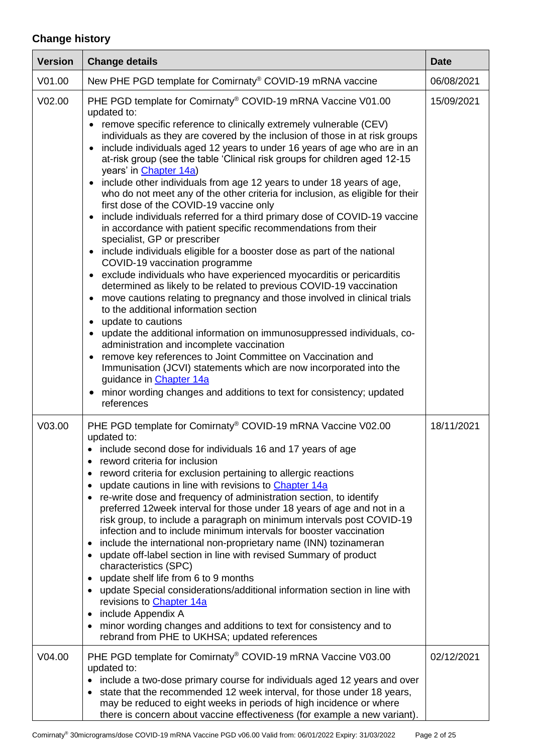## Change history

| Version | Change details | Date |
|---|---|---|
| V01.00 | New PHE PGD template for Comirnaty® COVID-19 mRNA vaccine | 06/08/2021 |
| V02.00 | PHE PGD template for Comirnaty® COVID-19 mRNA Vaccine V01.00 updated to:<br>• remove specific reference to clinically extremely vulnerable (CEV) individuals as they are covered by the inclusion of those in at risk groups<br>• include individuals aged 12 years to under 16 years of age who are in an at-risk group (see the table 'Clinical risk groups for children aged 12-15 years' in Chapter 14a)<br>• include other individuals from age 12 years to under 18 years of age, who do not meet any of the other criteria for inclusion, as eligible for their first dose of the COVID-19 vaccine only<br>• include individuals referred for a third primary dose of COVID-19 vaccine in accordance with patient specific recommendations from their specialist, GP or prescriber<br>• include individuals eligible for a booster dose as part of the national COVID-19 vaccination programme<br>• exclude individuals who have experienced myocarditis or pericarditis determined as likely to be related to previous COVID-19 vaccination<br>• move cautions relating to pregnancy and those involved in clinical trials to the additional information section<br>• update to cautions<br>• update the additional information on immunosuppressed individuals, co-administration and incomplete vaccination<br>• remove key references to Joint Committee on Vaccination and Immunisation (JCVI) statements which are now incorporated into the guidance in Chapter 14a<br>• minor wording changes and additions to text for consistency; updated references | 15/09/2021 |
| V03.00 | PHE PGD template for Comirnaty® COVID-19 mRNA Vaccine V02.00 updated to:<br>• include second dose for individuals 16 and 17 years of age<br>• reword criteria for inclusion<br>• reword criteria for exclusion pertaining to allergic reactions<br>• update cautions in line with revisions to Chapter 14a<br>• re-write dose and frequency of administration section, to identify preferred 12week interval for those under 18 years of age and not in a risk group, to include a paragraph on minimum intervals post COVID-19 infection and to include minimum intervals for booster vaccination<br>• include the international non-proprietary name (INN) tozinameran<br>• update off-label section in line with revised Summary of product characteristics (SPC)<br>• update shelf life from 6 to 9 months<br>• update Special considerations/additional information section in line with revisions to Chapter 14a<br>• include Appendix A<br>• minor wording changes and additions to text for consistency and to rebrand from PHE to UKHSA; updated references | 18/11/2021 |
| V04.00 | PHE PGD template for Comirnaty® COVID-19 mRNA Vaccine V03.00 updated to:<br>• include a two-dose primary course for individuals aged 12 years and over<br>• state that the recommended 12 week interval, for those under 18 years, may be reduced to eight weeks in periods of high incidence or where there is concern about vaccine effectiveness (for example a new variant). | 02/12/2021 |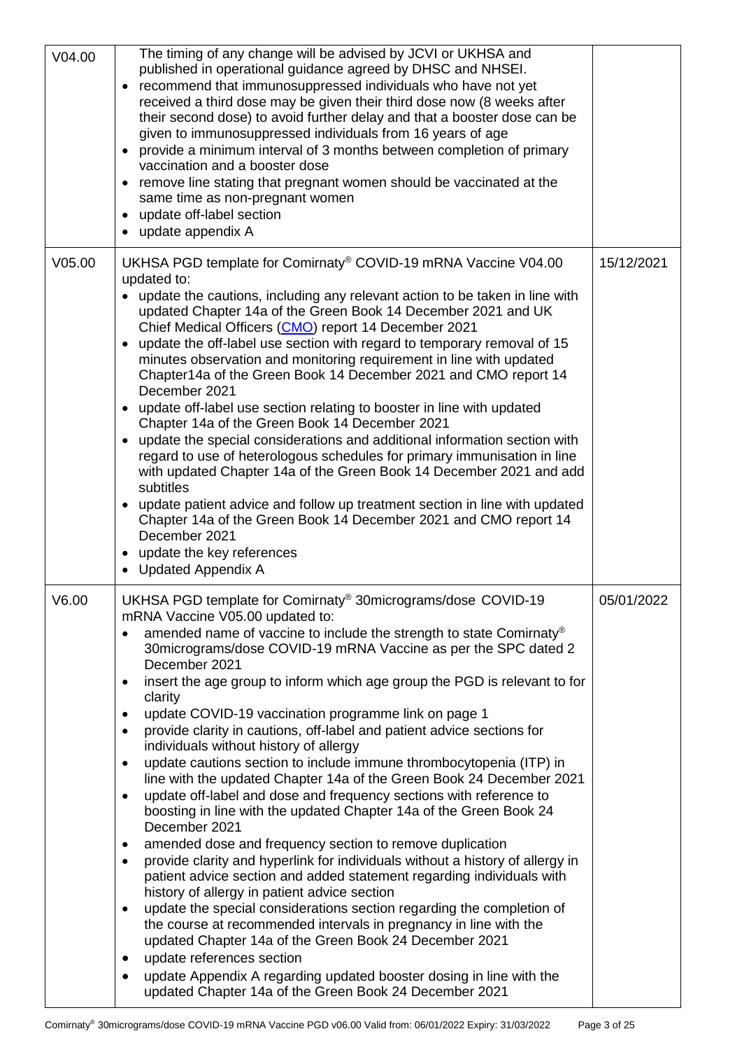| | | |
|---|---|---|
| V04.00 | The timing of any change will be advised by JCVI or UKHSA and published in operational guidance agreed by DHSC and NHSEI.<br>• recommend that immunosuppressed individuals who have not yet received a third dose may be given their third dose now (8 weeks after their second dose) to avoid further delay and that a booster dose can be given to immunosuppressed individuals from 16 years of age<br>• provide a minimum interval of 3 months between completion of primary vaccination and a booster dose<br>• remove line stating that pregnant women should be vaccinated at the same time as non-pregnant women<br>• update off-label section<br>• update appendix A | |
| V05.00 | UKHSA PGD template for Comirnaty® COVID-19 mRNA Vaccine V04.00 updated to:<br>• update the cautions, including any relevant action to be taken in line with updated Chapter 14a of the Green Book 14 December 2021 and UK Chief Medical Officers (CMO) report 14 December 2021<br>• update the off-label use section with regard to temporary removal of 15 minutes observation and monitoring requirement in line with updated Chapter14a of the Green Book 14 December 2021 and CMO report 14 December 2021<br>• update off-label use section relating to booster in line with updated Chapter 14a of the Green Book 14 December 2021<br>• update the special considerations and additional information section with regard to use of heterologous schedules for primary immunisation in line with updated Chapter 14a of the Green Book 14 December 2021 and add subtitles<br>• update patient advice and follow up treatment section in line with updated Chapter 14a of the Green Book 14 December 2021 and CMO report 14 December 2021<br>• update the key references<br>• Updated Appendix A | 15/12/2021 |
| V6.00 | UKHSA PGD template for Comirnaty® 30micrograms/dose COVID-19 mRNA Vaccine V05.00 updated to:<br>• amended name of vaccine to include the strength to state Comirnaty® 30micrograms/dose COVID-19 mRNA Vaccine as per the SPC dated 2 December 2021<br>• insert the age group to inform which age group the PGD is relevant to for clarity<br>• update COVID-19 vaccination programme link on page 1<br>• provide clarity in cautions, off-label and patient advice sections for individuals without history of allergy<br>• update cautions section to include immune thrombocytopenia (ITP) in line with the updated Chapter 14a of the Green Book 24 December 2021<br>• update off-label and dose and frequency sections with reference to boosting in line with the updated Chapter 14a of the Green Book 24 December 2021<br>• amended dose and frequency section to remove duplication<br>• provide clarity and hyperlink for individuals without a history of allergy in patient advice section and added statement regarding individuals with history of allergy in patient advice section<br>• update the special considerations section regarding the completion of the course at recommended intervals in pregnancy in line with the updated Chapter 14a of the Green Book 24 December 2021<br>• update references section<br>• update Appendix A regarding updated booster dosing in line with the updated Chapter 14a of the Green Book 24 December 2021 | 05/01/2022 |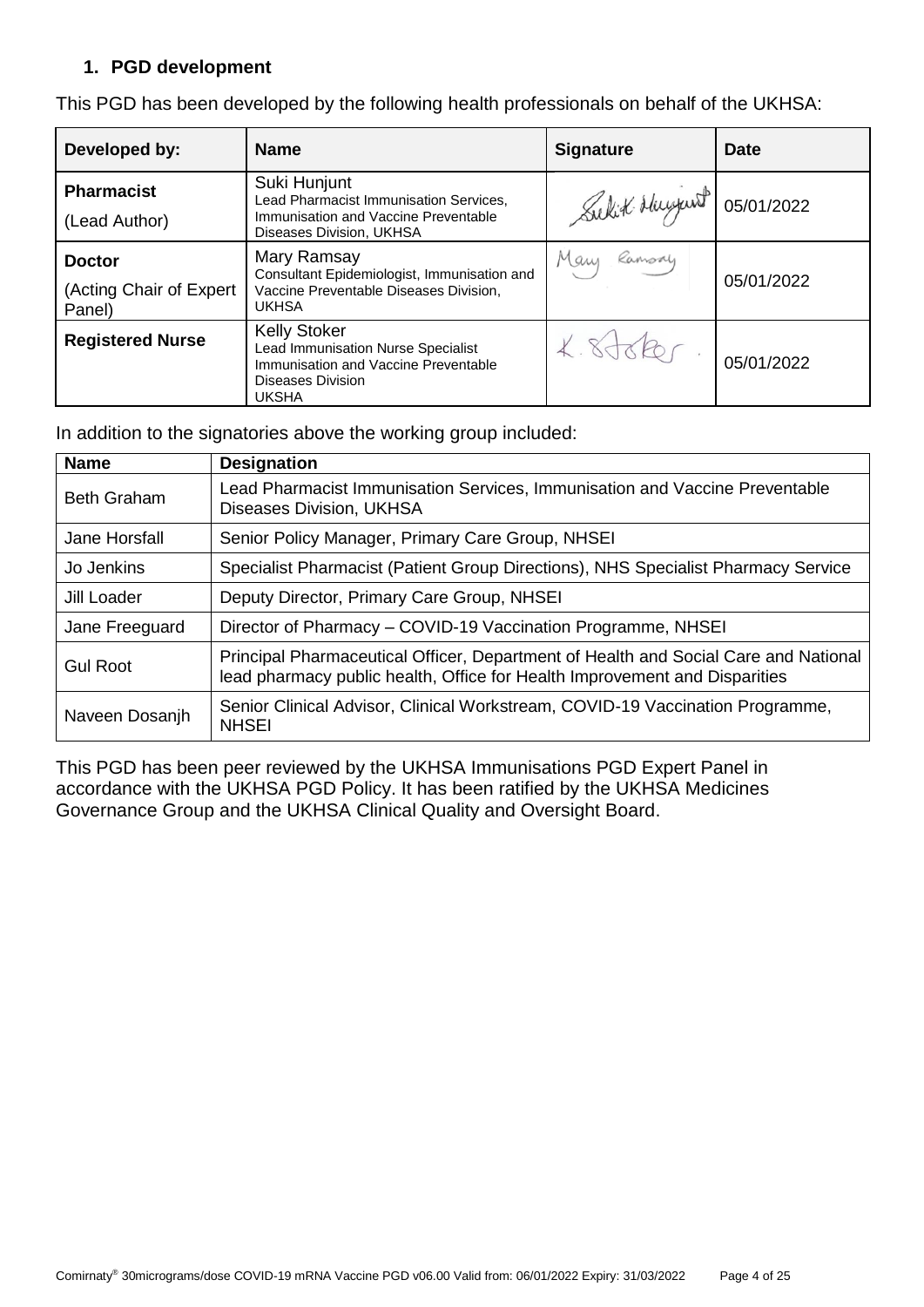## 1. PGD development

This PGD has been developed by the following health professionals on behalf of the UKHSA:

| Developed by: | Name | Signature | Date |
|---|---|---|---|
| **Pharmacist** (Lead Author) | Suki Hunjunt Lead Pharmacist Immunisation Services, Immunisation and Vaccine Preventable Diseases Division, UKHSA | Sukit Hunjunt | 05/01/2022 |
| **Doctor** (Acting Chair of Expert Panel) | Mary Ramsay Consultant Epidemiologist, Immunisation and Vaccine Preventable Diseases Division, UKHSA | Mary Ramsay | 05/01/2022 |
| **Registered Nurse** | Kelly Stoker Lead Immunisation Nurse Specialist Immunisation and Vaccine Preventable Diseases Division UKSHA | K. Stoker. | 05/01/2022 |

In addition to the signatories above the working group included:

| Name | Designation |
|---|---|
| Beth Graham | Lead Pharmacist Immunisation Services, Immunisation and Vaccine Preventable Diseases Division, UKHSA |
| Jane Horsfall | Senior Policy Manager, Primary Care Group, NHSEI |
| Jo Jenkins | Specialist Pharmacist (Patient Group Directions), NHS Specialist Pharmacy Service |
| Jill Loader | Deputy Director, Primary Care Group, NHSEI |
| Jane Freeguard | Director of Pharmacy – COVID-19 Vaccination Programme, NHSEI |
| Gul Root | Principal Pharmaceutical Officer, Department of Health and Social Care and National lead pharmacy public health, Office for Health Improvement and Disparities |
| Naveen Dosanjh | Senior Clinical Advisor, Clinical Workstream, COVID-19 Vaccination Programme, NHSEI |

This PGD has been peer reviewed by the UKHSA Immunisations PGD Expert Panel in accordance with the UKHSA PGD Policy. It has been ratified by the UKHSA Medicines Governance Group and the UKHSA Clinical Quality and Oversight Board.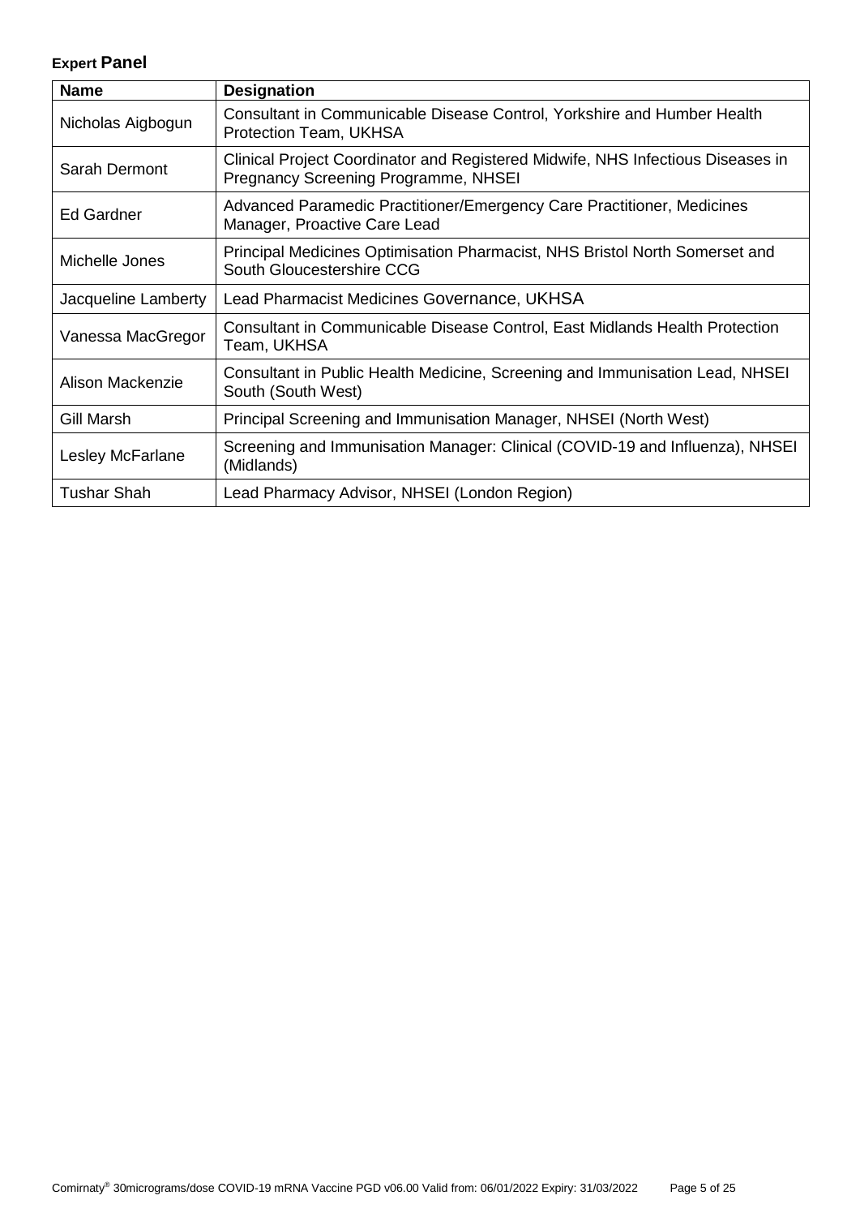**Expert Panel**

| Name | Designation |
|---|---|
| Nicholas Aigbogun | Consultant in Communicable Disease Control, Yorkshire and Humber Health Protection Team, UKHSA |
| Sarah Dermont | Clinical Project Coordinator and Registered Midwife, NHS Infectious Diseases in Pregnancy Screening Programme, NHSEI |
| Ed Gardner | Advanced Paramedic Practitioner/Emergency Care Practitioner, Medicines Manager, Proactive Care Lead |
| Michelle Jones | Principal Medicines Optimisation Pharmacist, NHS Bristol North Somerset and South Gloucestershire CCG |
| Jacqueline Lamberty | Lead Pharmacist Medicines Governance, UKHSA |
| Vanessa MacGregor | Consultant in Communicable Disease Control, East Midlands Health Protection Team, UKHSA |
| Alison Mackenzie | Consultant in Public Health Medicine, Screening and Immunisation Lead, NHSEI South (South West) |
| Gill Marsh | Principal Screening and Immunisation Manager, NHSEI (North West) |
| Lesley McFarlane | Screening and Immunisation Manager: Clinical (COVID-19 and Influenza), NHSEI (Midlands) |
| Tushar Shah | Lead Pharmacy Advisor, NHSEI (London Region) |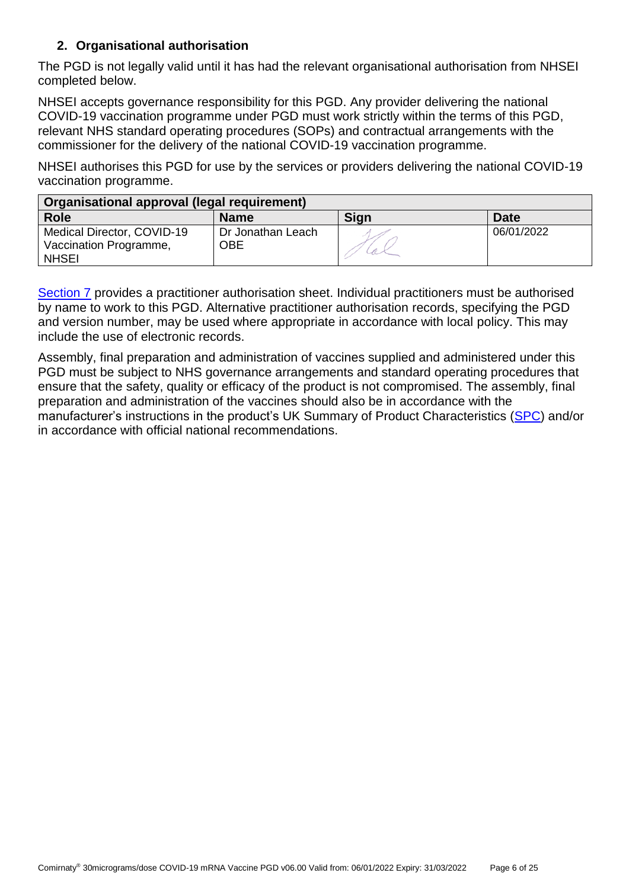## 2. Organisational authorisation

The PGD is not legally valid until it has had the relevant organisational authorisation from NHSEI completed below.

NHSEI accepts governance responsibility for this PGD. Any provider delivering the national COVID-19 vaccination programme under PGD must work strictly within the terms of this PGD, relevant NHS standard operating procedures (SOPs) and contractual arrangements with the commissioner for the delivery of the national COVID-19 vaccination programme.

NHSEI authorises this PGD for use by the services or providers delivering the national COVID-19 vaccination programme.

| **Organisational approval (legal requirement)** | | | |
|---|---|---|---|
| **Role** | **Name** | **Sign** | **Date** |
| Medical Director, COVID-19 Vaccination Programme, NHSEI | Dr Jonathan Leach OBE | [signature] | 06/01/2022 |

Section 7 provides a practitioner authorisation sheet. Individual practitioners must be authorised by name to work to this PGD. Alternative practitioner authorisation records, specifying the PGD and version number, may be used where appropriate in accordance with local policy. This may include the use of electronic records.

Assembly, final preparation and administration of vaccines supplied and administered under this PGD must be subject to NHS governance arrangements and standard operating procedures that ensure that the safety, quality or efficacy of the product is not compromised. The assembly, final preparation and administration of the vaccines should also be in accordance with the manufacturer's instructions in the product's UK Summary of Product Characteristics (SPC) and/or in accordance with official national recommendations.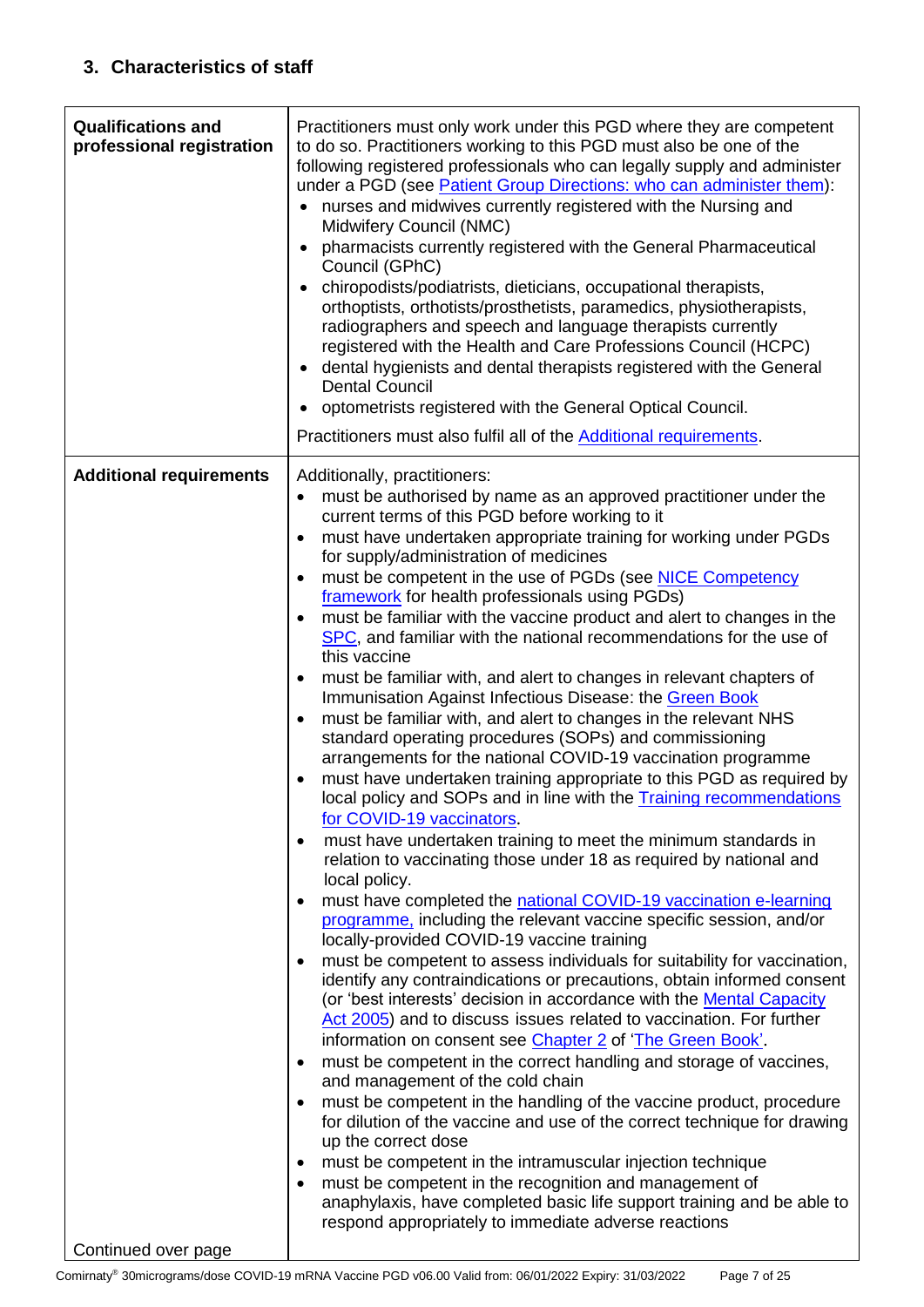## 3. Characteristics of staff

| | |
|---|---|
| **Qualifications and professional registration** | Practitioners must only work under this PGD where they are competent to do so. Practitioners working to this PGD must also be one of the following registered professionals who can legally supply and administer under a PGD (see Patient Group Directions: who can administer them):<br>• nurses and midwives currently registered with the Nursing and Midwifery Council (NMC)<br>• pharmacists currently registered with the General Pharmaceutical Council (GPhC)<br>• chiropodists/podiatrists, dieticians, occupational therapists, orthoptists, orthotists/prosthetists, paramedics, physiotherapists, radiographers and speech and language therapists currently registered with the Health and Care Professions Council (HCPC)<br>• dental hygienists and dental therapists registered with the General Dental Council<br>• optometrists registered with the General Optical Council.<br><br>Practitioners must also fulfil all of the Additional requirements. |
| **Additional requirements**<br><br>Continued over page | Additionally, practitioners:<br>• must be authorised by name as an approved practitioner under the current terms of this PGD before working to it<br>• must have undertaken appropriate training for working under PGDs for supply/administration of medicines<br>• must be competent in the use of PGDs (see NICE Competency framework for health professionals using PGDs)<br>• must be familiar with the vaccine product and alert to changes in the SPC, and familiar with the national recommendations for the use of this vaccine<br>• must be familiar with, and alert to changes in relevant chapters of Immunisation Against Infectious Disease: the Green Book<br>• must be familiar with, and alert to changes in the relevant NHS standard operating procedures (SOPs) and commissioning arrangements for the national COVID-19 vaccination programme<br>• must have undertaken training appropriate to this PGD as required by local policy and SOPs and in line with the Training recommendations for COVID-19 vaccinators.<br>• must have undertaken training to meet the minimum standards in relation to vaccinating those under 18 as required by national and local policy.<br>• must have completed the national COVID-19 vaccination e-learning programme, including the relevant vaccine specific session, and/or locally-provided COVID-19 vaccine training<br>• must be competent to assess individuals for suitability for vaccination, identify any contraindications or precautions, obtain informed consent (or 'best interests' decision in accordance with the Mental Capacity Act 2005) and to discuss issues related to vaccination. For further information on consent see Chapter 2 of 'The Green Book'.<br>• must be competent in the correct handling and storage of vaccines, and management of the cold chain<br>• must be competent in the handling of the vaccine product, procedure for dilution of the vaccine and use of the correct technique for drawing up the correct dose<br>• must be competent in the intramuscular injection technique<br>• must be competent in the recognition and management of anaphylaxis, have completed basic life support training and be able to respond appropriately to immediate adverse reactions |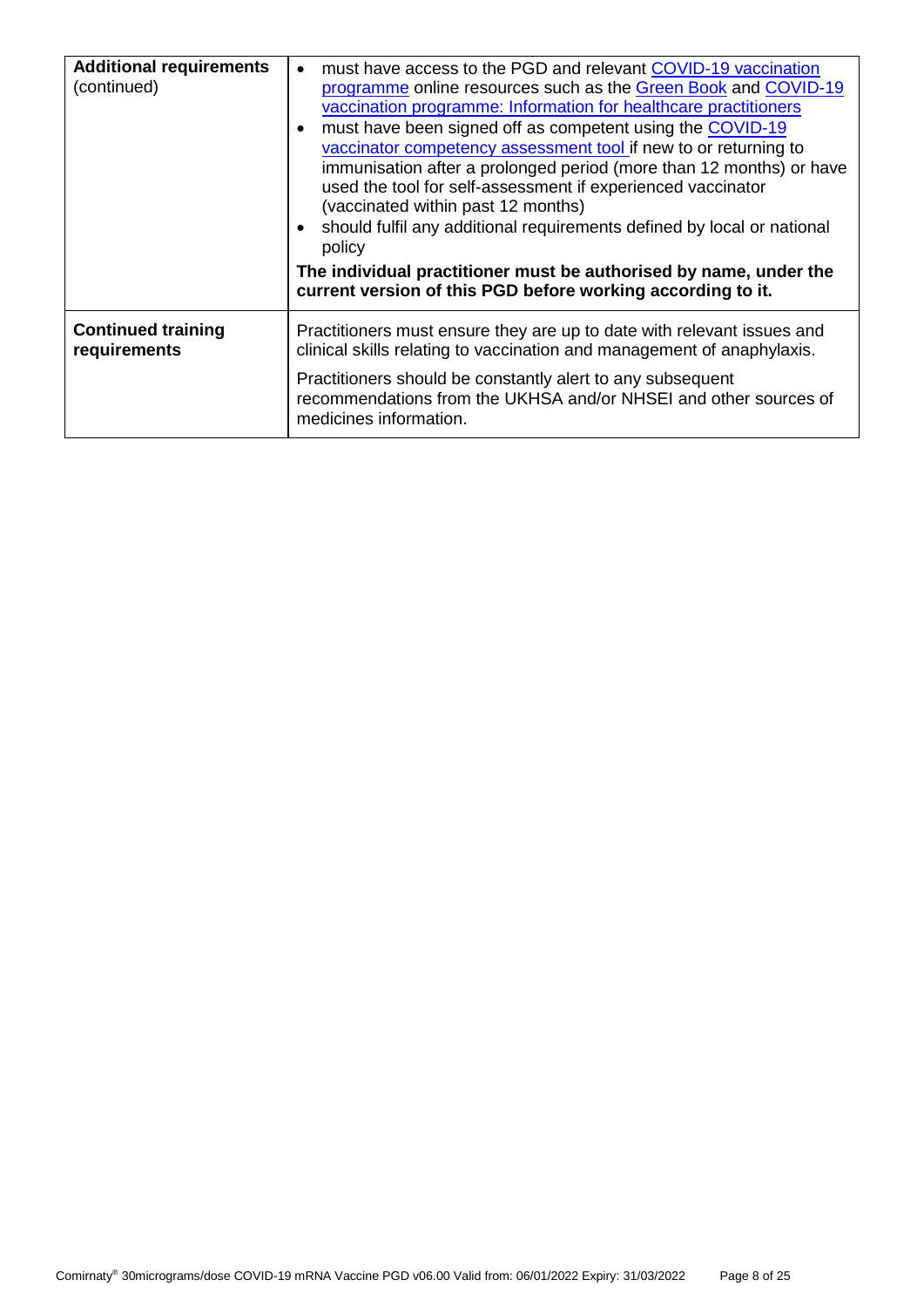| | |
|---|---|
| **Additional requirements** (continued) | • must have access to the PGD and relevant COVID-19 vaccination programme online resources such as the Green Book and COVID-19 vaccination programme: Information for healthcare practitioners<br>• must have been signed off as competent using the COVID-19 vaccinator competency assessment tool if new to or returning to immunisation after a prolonged period (more than 12 months) or have used the tool for self-assessment if experienced vaccinator (vaccinated within past 12 months)<br>• should fulfil any additional requirements defined by local or national policy<br>**The individual practitioner must be authorised by name, under the current version of this PGD before working according to it.** |
| **Continued training requirements** | Practitioners must ensure they are up to date with relevant issues and clinical skills relating to vaccination and management of anaphylaxis.<br>Practitioners should be constantly alert to any subsequent recommendations from the UKHSA and/or NHSEI and other sources of medicines information. |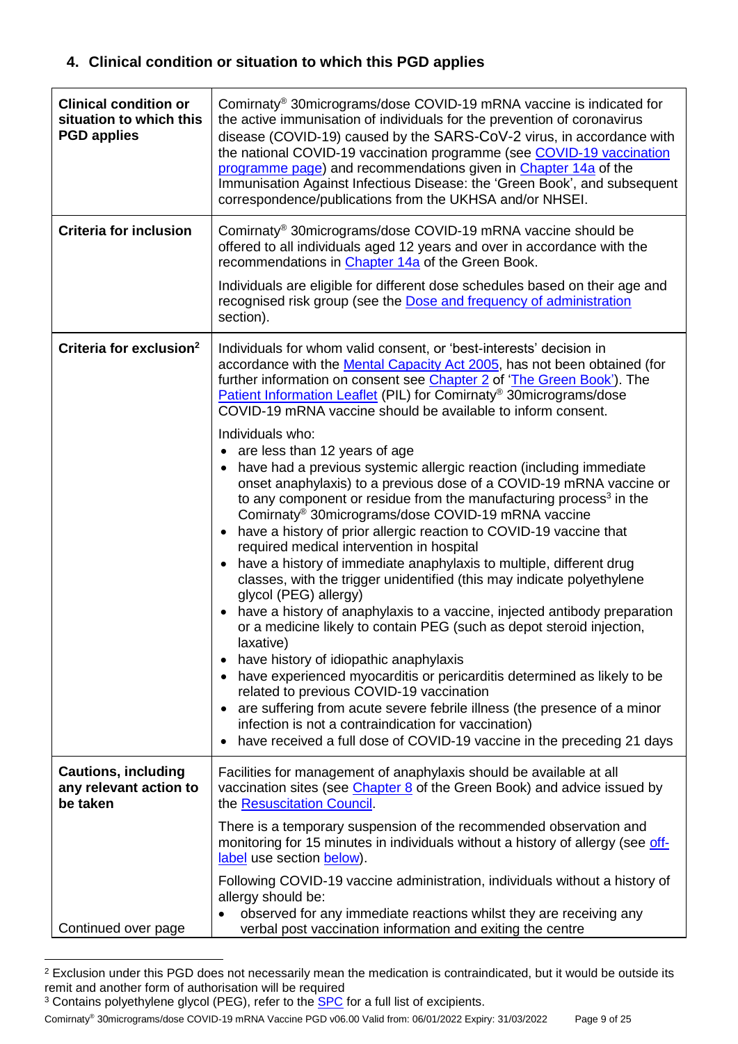## 4. Clinical condition or situation to which this PGD applies

| | |
|---|---|
| **Clinical condition or situation to which this PGD applies** | Comirnaty® 30micrograms/dose COVID-19 mRNA vaccine is indicated for the active immunisation of individuals for the prevention of coronavirus disease (COVID-19) caused by the SARS-CoV-2 virus, in accordance with the national COVID-19 vaccination programme (see COVID-19 vaccination programme page) and recommendations given in Chapter 14a of the Immunisation Against Infectious Disease: the 'Green Book', and subsequent correspondence/publications from the UKHSA and/or NHSEI. |
| **Criteria for inclusion** | Comirnaty® 30micrograms/dose COVID-19 mRNA vaccine should be offered to all individuals aged 12 years and over in accordance with the recommendations in Chapter 14a of the Green Book.<br><br>Individuals are eligible for different dose schedules based on their age and recognised risk group (see the Dose and frequency of administration section). |
| **Criteria for exclusion**[2] | Individuals for whom valid consent, or 'best-interests' decision in accordance with the Mental Capacity Act 2005, has not been obtained (for further information on consent see Chapter 2 of 'The Green Book'). The Patient Information Leaflet (PIL) for Comirnaty® 30micrograms/dose COVID-19 mRNA vaccine should be available to inform consent.<br><br>Individuals who:<br>• are less than 12 years of age<br>• have had a previous systemic allergic reaction (including immediate onset anaphylaxis) to a previous dose of a COVID-19 mRNA vaccine or to any component or residue from the manufacturing process[3] in the Comirnaty® 30micrograms/dose COVID-19 mRNA vaccine<br>• have a history of prior allergic reaction to COVID-19 vaccine that required medical intervention in hospital<br>• have a history of immediate anaphylaxis to multiple, different drug classes, with the trigger unidentified (this may indicate polyethylene glycol (PEG) allergy)<br>• have a history of anaphylaxis to a vaccine, injected antibody preparation or a medicine likely to contain PEG (such as depot steroid injection, laxative)<br>• have history of idiopathic anaphylaxis<br>• have experienced myocarditis or pericarditis determined as likely to be related to previous COVID-19 vaccination<br>• are suffering from acute severe febrile illness (the presence of a minor infection is not a contraindication for vaccination)<br>• have received a full dose of COVID-19 vaccine in the preceding 21 days |
| **Cautions, including any relevant action to be taken**<br><br>Continued over page | Facilities for management of anaphylaxis should be available at all vaccination sites (see Chapter 8 of the Green Book) and advice issued by the Resuscitation Council.<br><br>There is a temporary suspension of the recommended observation and monitoring for 15 minutes in individuals without a history of allergy (see off-label use section below).<br><br>Following COVID-19 vaccine administration, individuals without a history of allergy should be:<br>• observed for any immediate reactions whilst they are receiving any verbal post vaccination information and exiting the centre |

[2] Exclusion under this PGD does not necessarily mean the medication is contraindicated, but it would be outside its remit and another form of authorisation will be required

[3] Contains polyethylene glycol (PEG), refer to the SPC for a full list of excipients.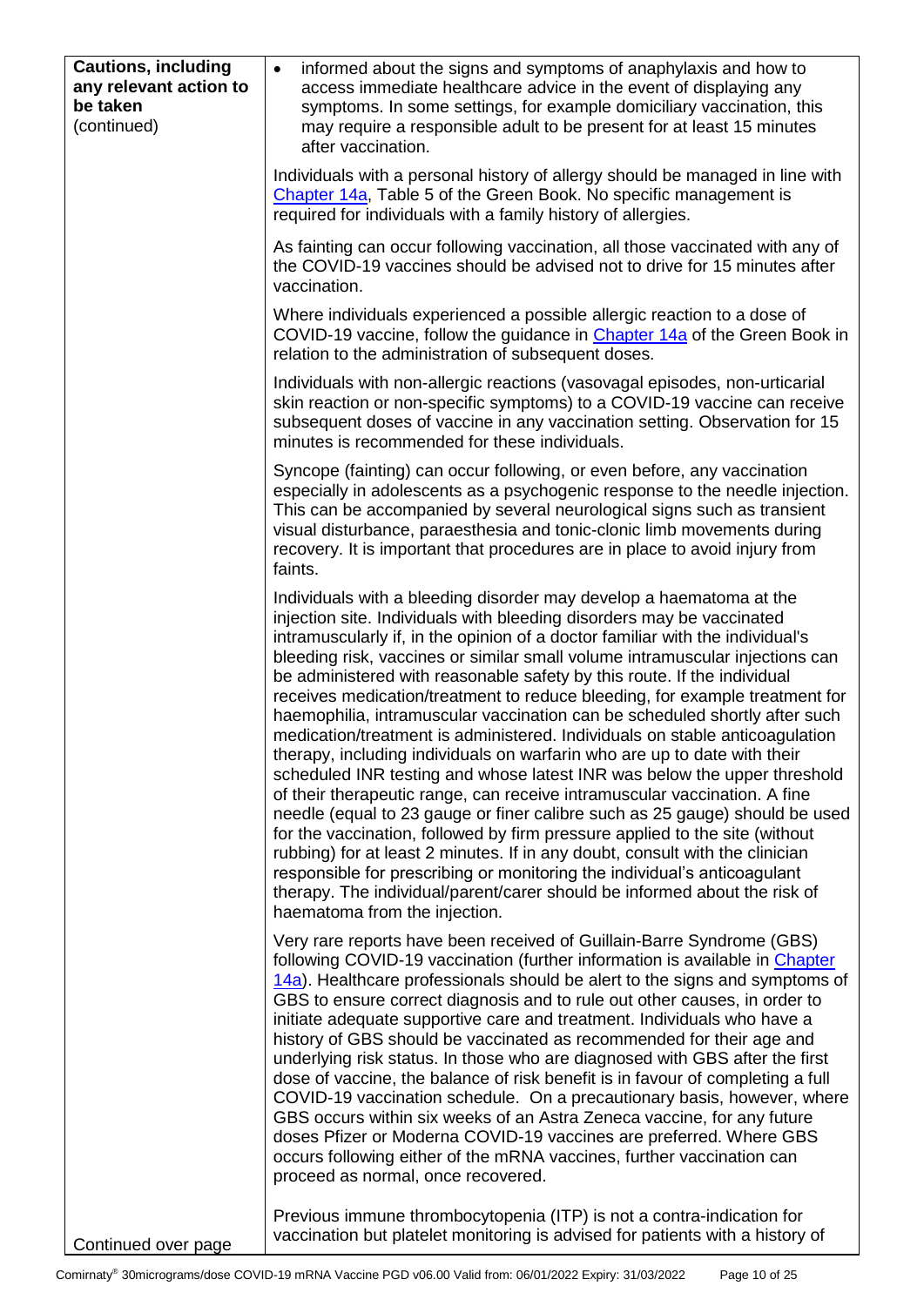| **Cautions, including any relevant action to be taken** (continued) | • informed about the signs and symptoms of anaphylaxis and how to access immediate healthcare advice in the event of displaying any symptoms. In some settings, for example domiciliary vaccination, this may require a responsible adult to be present for at least 15 minutes after vaccination.<br><br>Individuals with a personal history of allergy should be managed in line with Chapter 14a, Table 5 of the Green Book. No specific management is required for individuals with a family history of allergies.<br><br>As fainting can occur following vaccination, all those vaccinated with any of the COVID-19 vaccines should be advised not to drive for 15 minutes after vaccination.<br><br>Where individuals experienced a possible allergic reaction to a dose of COVID-19 vaccine, follow the guidance in Chapter 14a of the Green Book in relation to the administration of subsequent doses.<br><br>Individuals with non-allergic reactions (vasovagal episodes, non-urticarial skin reaction or non-specific symptoms) to a COVID-19 vaccine can receive subsequent doses of vaccine in any vaccination setting. Observation for 15 minutes is recommended for these individuals.<br><br>Syncope (fainting) can occur following, or even before, any vaccination especially in adolescents as a psychogenic response to the needle injection. This can be accompanied by several neurological signs such as transient visual disturbance, paraesthesia and tonic-clonic limb movements during recovery. It is important that procedures are in place to avoid injury from faints.<br><br>Individuals with a bleeding disorder may develop a haematoma at the injection site. Individuals with bleeding disorders may be vaccinated intramuscularly if, in the opinion of a doctor familiar with the individual's bleeding risk, vaccines or similar small volume intramuscular injections can be administered with reasonable safety by this route. If the individual receives medication/treatment to reduce bleeding, for example treatment for haemophilia, intramuscular vaccination can be scheduled shortly after such medication/treatment is administered. Individuals on stable anticoagulation therapy, including individuals on warfarin who are up to date with their scheduled INR testing and whose latest INR was below the upper threshold of their therapeutic range, can receive intramuscular vaccination. A fine needle (equal to 23 gauge or finer calibre such as 25 gauge) should be used for the vaccination, followed by firm pressure applied to the site (without rubbing) for at least 2 minutes. If in any doubt, consult with the clinician responsible for prescribing or monitoring the individual's anticoagulant therapy. The individual/parent/carer should be informed about the risk of haematoma from the injection.<br><br>Very rare reports have been received of Guillain-Barre Syndrome (GBS) following COVID-19 vaccination (further information is available in Chapter 14a). Healthcare professionals should be alert to the signs and symptoms of GBS to ensure correct diagnosis and to rule out other causes, in order to initiate adequate supportive care and treatment. Individuals who have a history of GBS should be vaccinated as recommended for their age and underlying risk status. In those who are diagnosed with GBS after the first dose of vaccine, the balance of risk benefit is in favour of completing a full COVID-19 vaccination schedule. On a precautionary basis, however, where GBS occurs within six weeks of an Astra Zeneca vaccine, for any future doses Pfizer or Moderna COVID-19 vaccines are preferred. Where GBS occurs following either of the mRNA vaccines, further vaccination can proceed as normal, once recovered.<br><br>Previous immune thrombocytopenia (ITP) is not a contra-indication for vaccination but platelet monitoring is advised for patients with a history of |
|---|---|
| Continued over page | |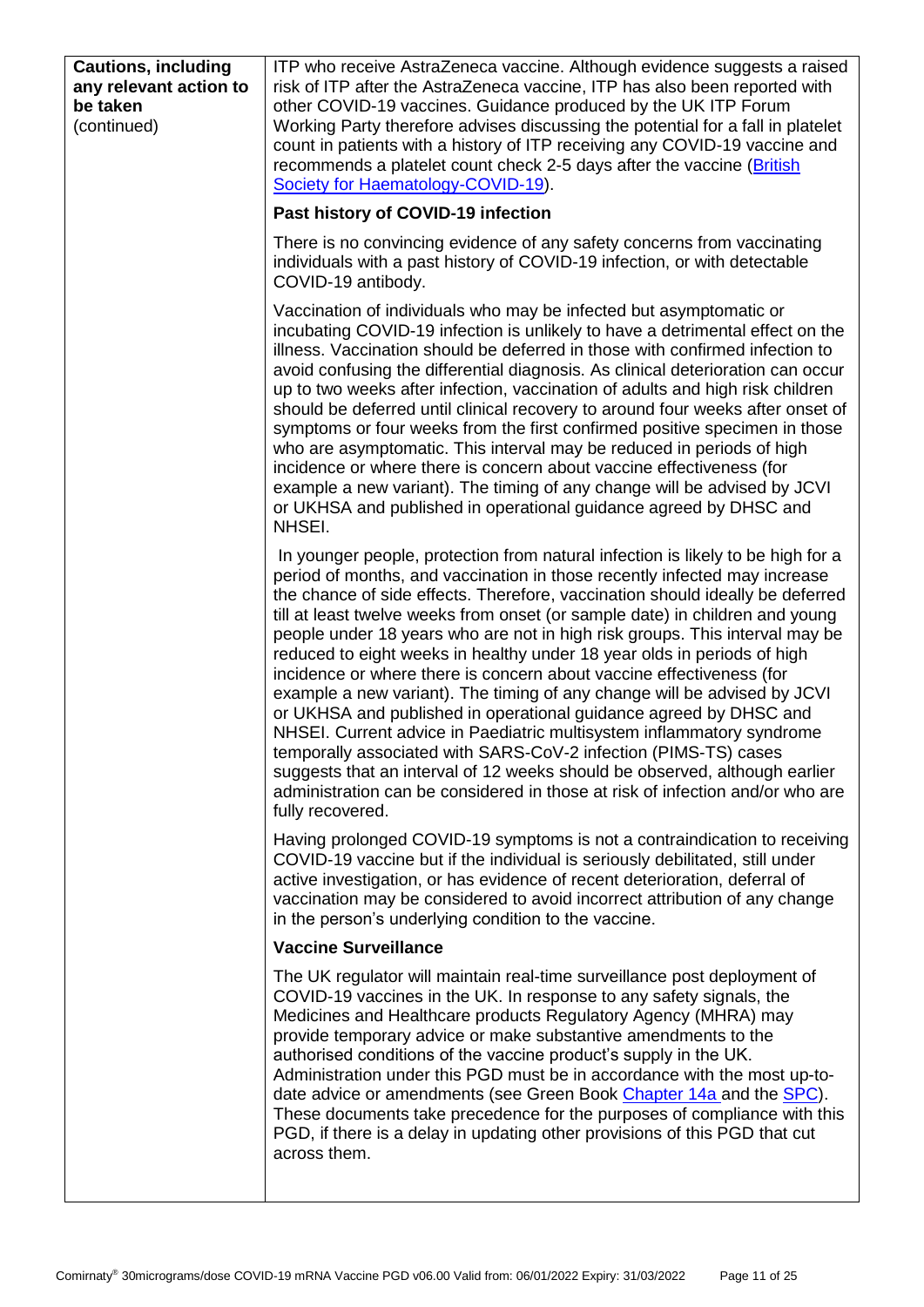| | |
|---|---|
| **Cautions, including any relevant action to be taken** (continued) | ITP who receive AstraZeneca vaccine. Although evidence suggests a raised risk of ITP after the AstraZeneca vaccine, ITP has also been reported with other COVID-19 vaccines. Guidance produced by the UK ITP Forum Working Party therefore advises discussing the potential for a fall in platelet count in patients with a history of ITP receiving any COVID-19 vaccine and recommends a platelet count check 2-5 days after the vaccine (British Society for Haematology-COVID-19).<br><br>**Past history of COVID-19 infection**<br><br>There is no convincing evidence of any safety concerns from vaccinating individuals with a past history of COVID-19 infection, or with detectable COVID-19 antibody.<br><br>Vaccination of individuals who may be infected but asymptomatic or incubating COVID-19 infection is unlikely to have a detrimental effect on the illness. Vaccination should be deferred in those with confirmed infection to avoid confusing the differential diagnosis. As clinical deterioration can occur up to two weeks after infection, vaccination of adults and high risk children should be deferred until clinical recovery to around four weeks after onset of symptoms or four weeks from the first confirmed positive specimen in those who are asymptomatic. This interval may be reduced in periods of high incidence or where there is concern about vaccine effectiveness (for example a new variant). The timing of any change will be advised by JCVI or UKHSA and published in operational guidance agreed by DHSC and NHSEI.<br><br>In younger people, protection from natural infection is likely to be high for a period of months, and vaccination in those recently infected may increase the chance of side effects. Therefore, vaccination should ideally be deferred till at least twelve weeks from onset (or sample date) in children and young people under 18 years who are not in high risk groups. This interval may be reduced to eight weeks in healthy under 18 year olds in periods of high incidence or where there is concern about vaccine effectiveness (for example a new variant). The timing of any change will be advised by JCVI or UKHSA and published in operational guidance agreed by DHSC and NHSEI. Current advice in Paediatric multisystem inflammatory syndrome temporally associated with SARS-CoV-2 infection (PIMS-TS) cases suggests that an interval of 12 weeks should be observed, although earlier administration can be considered in those at risk of infection and/or who are fully recovered.<br><br>Having prolonged COVID-19 symptoms is not a contraindication to receiving COVID-19 vaccine but if the individual is seriously debilitated, still under active investigation, or has evidence of recent deterioration, deferral of vaccination may be considered to avoid incorrect attribution of any change in the person's underlying condition to the vaccine.<br><br>**Vaccine Surveillance**<br><br>The UK regulator will maintain real-time surveillance post deployment of COVID-19 vaccines in the UK. In response to any safety signals, the Medicines and Healthcare products Regulatory Agency (MHRA) may provide temporary advice or make substantive amendments to the authorised conditions of the vaccine product's supply in the UK. Administration under this PGD must be in accordance with the most up-to-date advice or amendments (see Green Book Chapter 14a and the SPC). These documents take precedence for the purposes of compliance with this PGD, if there is a delay in updating other provisions of this PGD that cut across them. |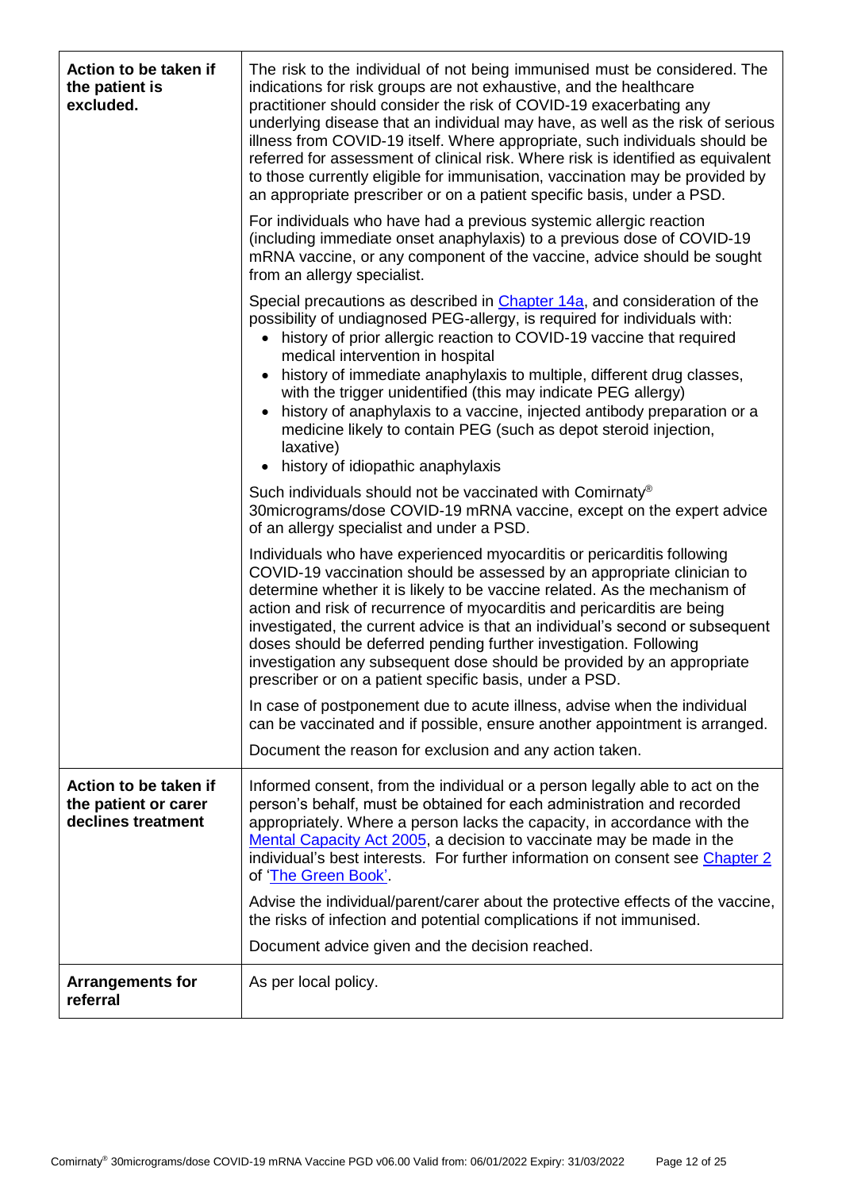| | |
|---|---|
| **Action to be taken if the patient is excluded.** | The risk to the individual of not being immunised must be considered. The indications for risk groups are not exhaustive, and the healthcare practitioner should consider the risk of COVID-19 exacerbating any underlying disease that an individual may have, as well as the risk of serious illness from COVID-19 itself. Where appropriate, such individuals should be referred for assessment of clinical risk. Where risk is identified as equivalent to those currently eligible for immunisation, vaccination may be provided by an appropriate prescriber or on a patient specific basis, under a PSD.<br><br>For individuals who have had a previous systemic allergic reaction (including immediate onset anaphylaxis) to a previous dose of COVID-19 mRNA vaccine, or any component of the vaccine, advice should be sought from an allergy specialist.<br><br>Special precautions as described in [Chapter 14a](), and consideration of the possibility of undiagnosed PEG-allergy, is required for individuals with:<br>• history of prior allergic reaction to COVID-19 vaccine that required medical intervention in hospital<br>• history of immediate anaphylaxis to multiple, different drug classes, with the trigger unidentified (this may indicate PEG allergy)<br>• history of anaphylaxis to a vaccine, injected antibody preparation or a medicine likely to contain PEG (such as depot steroid injection, laxative)<br>• history of idiopathic anaphylaxis<br><br>Such individuals should not be vaccinated with Comirnaty® 30micrograms/dose COVID-19 mRNA vaccine, except on the expert advice of an allergy specialist and under a PSD.<br><br>Individuals who have experienced myocarditis or pericarditis following COVID-19 vaccination should be assessed by an appropriate clinician to determine whether it is likely to be vaccine related. As the mechanism of action and risk of recurrence of myocarditis and pericarditis are being investigated, the current advice is that an individual's second or subsequent doses should be deferred pending further investigation. Following investigation any subsequent dose should be provided by an appropriate prescriber or on a patient specific basis, under a PSD.<br><br>In case of postponement due to acute illness, advise when the individual can be vaccinated and if possible, ensure another appointment is arranged.<br><br>Document the reason for exclusion and any action taken. |
| **Action to be taken if the patient or carer declines treatment** | Informed consent, from the individual or a person legally able to act on the person's behalf, must be obtained for each administration and recorded appropriately. Where a person lacks the capacity, in accordance with the [Mental Capacity Act 2005](), a decision to vaccinate may be made in the individual's best interests. For further information on consent see [Chapter 2]() of '[The Green Book]()'.<br><br>Advise the individual/parent/carer about the protective effects of the vaccine, the risks of infection and potential complications if not immunised.<br><br>Document advice given and the decision reached. |
| **Arrangements for referral** | As per local policy. |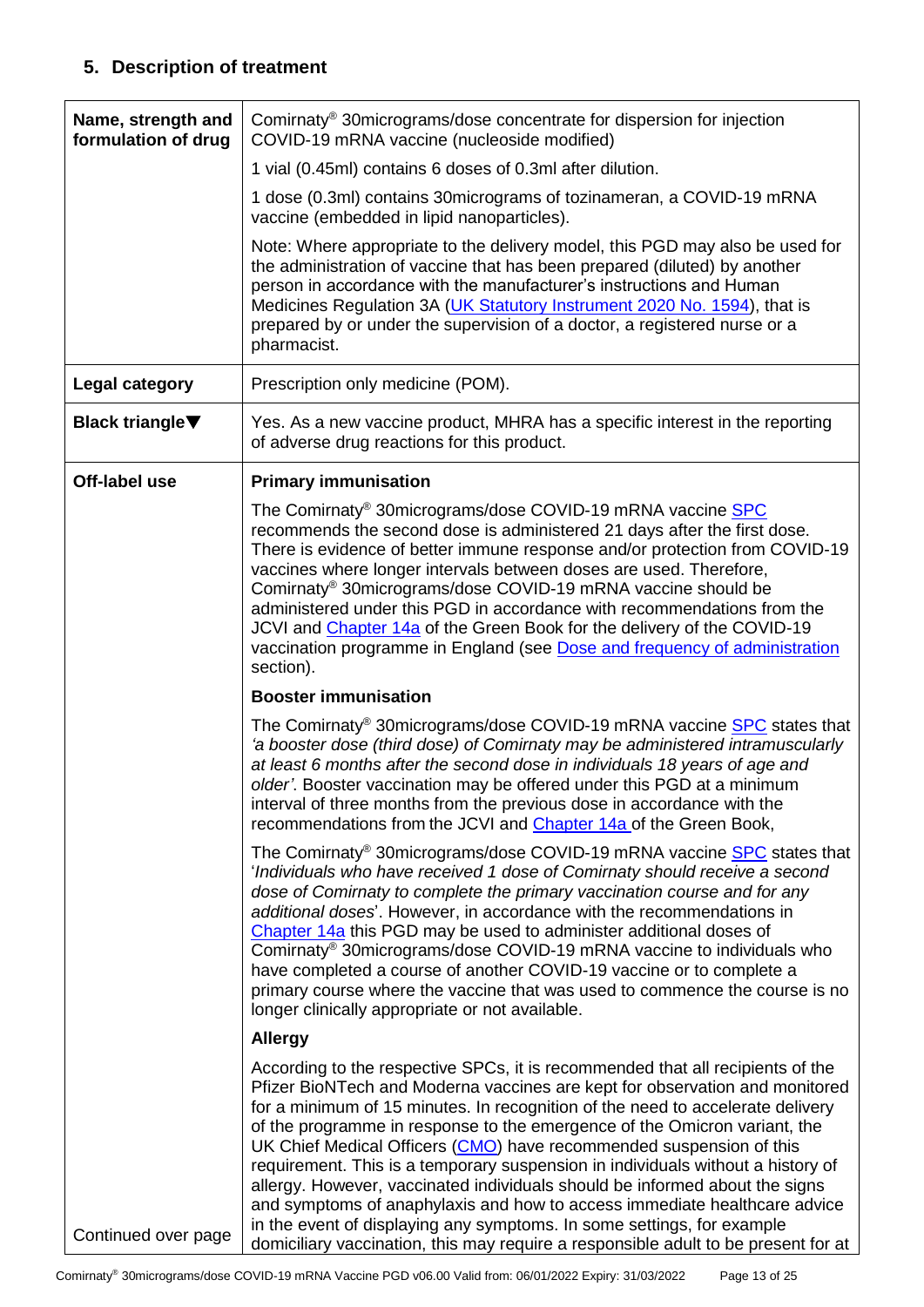## 5. Description of treatment

| | |
|---|---|
| **Name, strength and formulation of drug** | Comirnaty® 30micrograms/dose concentrate for dispersion for injection COVID-19 mRNA vaccine (nucleoside modified)<br><br>1 vial (0.45ml) contains 6 doses of 0.3ml after dilution.<br><br>1 dose (0.3ml) contains 30micrograms of tozinameran, a COVID-19 mRNA vaccine (embedded in lipid nanoparticles).<br><br>Note: Where appropriate to the delivery model, this PGD may also be used for the administration of vaccine that has been prepared (diluted) by another person in accordance with the manufacturer's instructions and Human Medicines Regulation 3A (UK Statutory Instrument 2020 No. 1594), that is prepared by or under the supervision of a doctor, a registered nurse or a pharmacist. |
| **Legal category** | Prescription only medicine (POM). |
| **Black triangle▼** | Yes. As a new vaccine product, MHRA has a specific interest in the reporting of adverse drug reactions for this product. |
| **Off-label use**<br><br><br><br><br><br><br><br><br><br><br><br><br><br><br><br><br><br><br><br><br><br><br><br><br><br><br><br><br><br><br>Continued over page | **Primary immunisation**<br><br>The Comirnaty® 30micrograms/dose COVID-19 mRNA vaccine SPC recommends the second dose is administered 21 days after the first dose. There is evidence of better immune response and/or protection from COVID-19 vaccines where longer intervals between doses are used. Therefore, Comirnaty® 30micrograms/dose COVID-19 mRNA vaccine should be administered under this PGD in accordance with recommendations from the JCVI and Chapter 14a of the Green Book for the delivery of the COVID-19 vaccination programme in England (see Dose and frequency of administration section).<br><br>**Booster immunisation**<br><br>The Comirnaty® 30micrograms/dose COVID-19 mRNA vaccine SPC states that *'a booster dose (third dose) of Comirnaty may be administered intramuscularly at least 6 months after the second dose in individuals 18 years of age and older'*. Booster vaccination may be offered under this PGD at a minimum interval of three months from the previous dose in accordance with the recommendations from the JCVI and Chapter 14a of the Green Book,<br><br>The Comirnaty® 30micrograms/dose COVID-19 mRNA vaccine SPC states that '*Individuals who have received 1 dose of Comirnaty should receive a second dose of Comirnaty to complete the primary vaccination course and for any additional doses*'. However, in accordance with the recommendations in Chapter 14a this PGD may be used to administer additional doses of Comirnaty® 30micrograms/dose COVID-19 mRNA vaccine to individuals who have completed a course of another COVID-19 vaccine or to complete a primary course where the vaccine that was used to commence the course is no longer clinically appropriate or not available.<br><br>**Allergy**<br><br>According to the respective SPCs, it is recommended that all recipients of the Pfizer BioNTech and Moderna vaccines are kept for observation and monitored for a minimum of 15 minutes. In recognition of the need to accelerate delivery of the programme in response to the emergence of the Omicron variant, the UK Chief Medical Officers (CMO) have recommended suspension of this requirement. This is a temporary suspension in individuals without a history of allergy. However, vaccinated individuals should be informed about the signs and symptoms of anaphylaxis and how to access immediate healthcare advice in the event of displaying any symptoms. In some settings, for example domiciliary vaccination, this may require a responsible adult to be present for at |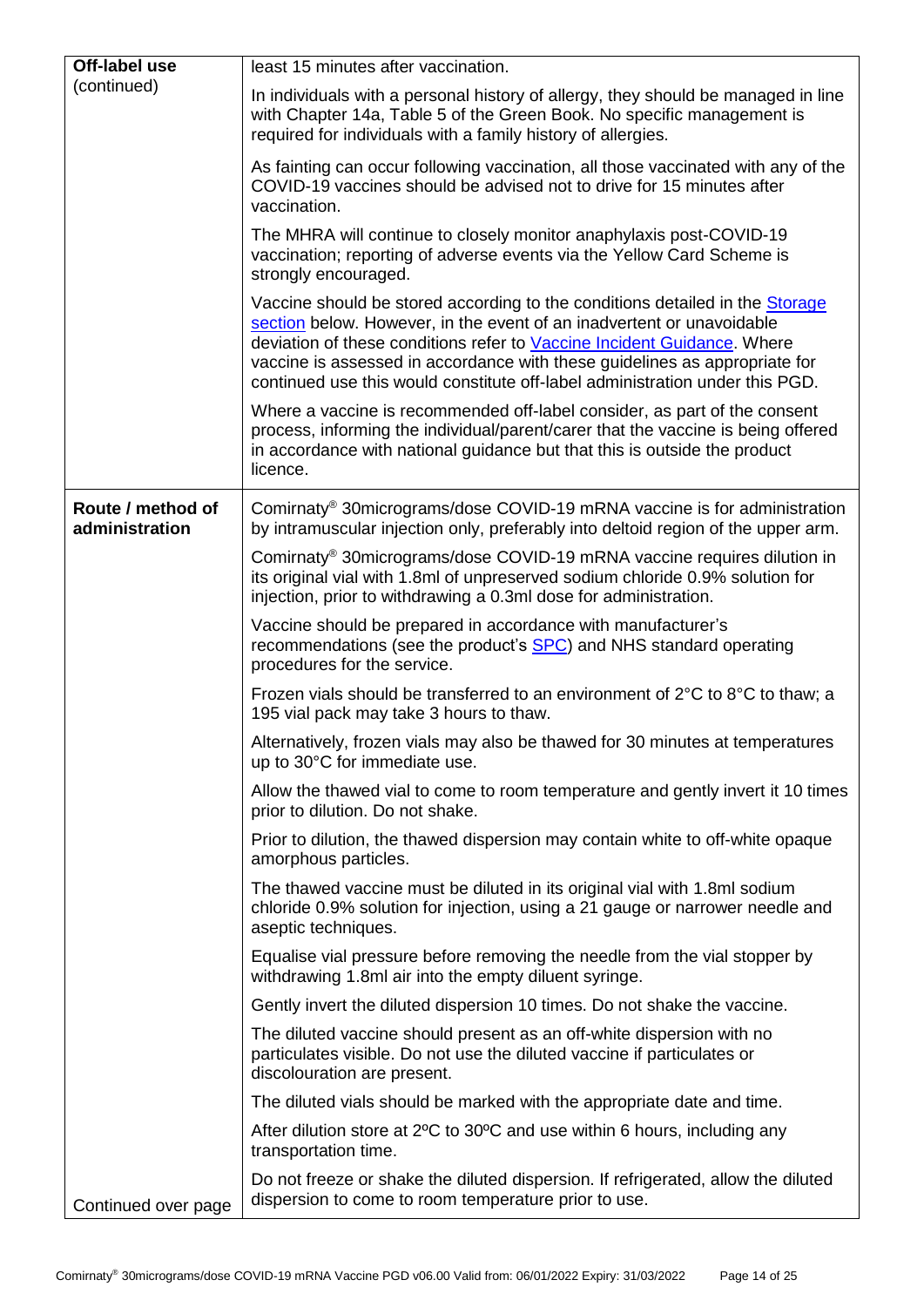| | |
|---|---|
| **Off-label use** (continued) | least 15 minutes after vaccination.<br><br>In individuals with a personal history of allergy, they should be managed in line with Chapter 14a, Table 5 of the Green Book. No specific management is required for individuals with a family history of allergies.<br><br>As fainting can occur following vaccination, all those vaccinated with any of the COVID-19 vaccines should be advised not to drive for 15 minutes after vaccination.<br><br>The MHRA will continue to closely monitor anaphylaxis post-COVID-19 vaccination; reporting of adverse events via the Yellow Card Scheme is strongly encouraged.<br><br>Vaccine should be stored according to the conditions detailed in the Storage section below. However, in the event of an inadvertent or unavoidable deviation of these conditions refer to Vaccine Incident Guidance. Where vaccine is assessed in accordance with these guidelines as appropriate for continued use this would constitute off-label administration under this PGD.<br><br>Where a vaccine is recommended off-label consider, as part of the consent process, informing the individual/parent/carer that the vaccine is being offered in accordance with national guidance but that this is outside the product licence. |
| **Route / method of administration**<br><br>Continued over page | Comirnaty® 30micrograms/dose COVID-19 mRNA vaccine is for administration by intramuscular injection only, preferably into deltoid region of the upper arm.<br><br>Comirnaty® 30micrograms/dose COVID-19 mRNA vaccine requires dilution in its original vial with 1.8ml of unpreserved sodium chloride 0.9% solution for injection, prior to withdrawing a 0.3ml dose for administration.<br><br>Vaccine should be prepared in accordance with manufacturer's recommendations (see the product's SPC) and NHS standard operating procedures for the service.<br><br>Frozen vials should be transferred to an environment of 2°C to 8°C to thaw; a 195 vial pack may take 3 hours to thaw.<br><br>Alternatively, frozen vials may also be thawed for 30 minutes at temperatures up to 30°C for immediate use.<br><br>Allow the thawed vial to come to room temperature and gently invert it 10 times prior to dilution. Do not shake.<br><br>Prior to dilution, the thawed dispersion may contain white to off-white opaque amorphous particles.<br><br>The thawed vaccine must be diluted in its original vial with 1.8ml sodium chloride 0.9% solution for injection, using a 21 gauge or narrower needle and aseptic techniques.<br><br>Equalise vial pressure before removing the needle from the vial stopper by withdrawing 1.8ml air into the empty diluent syringe.<br><br>Gently invert the diluted dispersion 10 times. Do not shake the vaccine.<br><br>The diluted vaccine should present as an off-white dispersion with no particulates visible. Do not use the diluted vaccine if particulates or discolouration are present.<br><br>The diluted vials should be marked with the appropriate date and time.<br><br>After dilution store at 2ºC to 30ºC and use within 6 hours, including any transportation time.<br><br>Do not freeze or shake the diluted dispersion. If refrigerated, allow the diluted dispersion to come to room temperature prior to use. |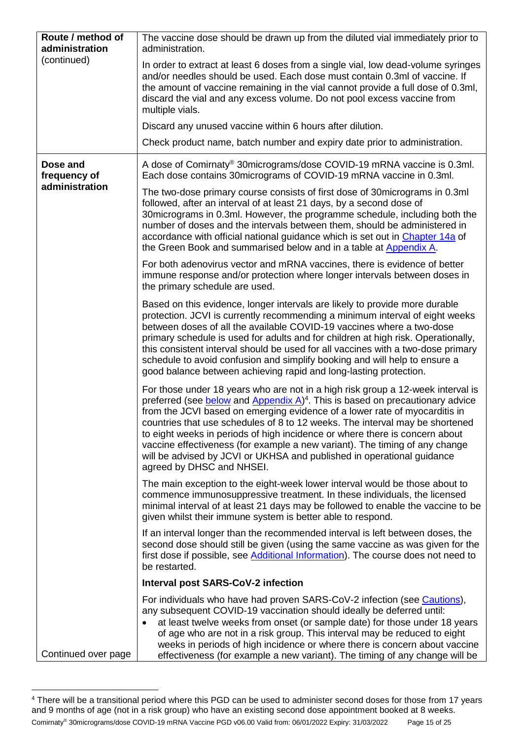| Route / method of administration (continued) | The vaccine dose should be drawn up from the diluted vial immediately prior to administration.<br><br>In order to extract at least 6 doses from a single vial, low dead-volume syringes and/or needles should be used. Each dose must contain 0.3ml of vaccine. If the amount of vaccine remaining in the vial cannot provide a full dose of 0.3ml, discard the vial and any excess volume. Do not pool excess vaccine from multiple vials.<br><br>Discard any unused vaccine within 6 hours after dilution.<br><br>Check product name, batch number and expiry date prior to administration. |
|---|---|
| **Dose and frequency of administration**<br><br>Continued over page | A dose of Comirnaty® 30micrograms/dose COVID-19 mRNA vaccine is 0.3ml. Each dose contains 30micrograms of COVID-19 mRNA vaccine in 0.3ml.<br><br>The two-dose primary course consists of first dose of 30micrograms in 0.3ml followed, after an interval of at least 21 days, by a second dose of 30micrograms in 0.3ml. However, the programme schedule, including both the number of doses and the intervals between them, should be administered in accordance with official national guidance which is set out in Chapter 14a of the Green Book and summarised below and in a table at Appendix A.<br><br>For both adenovirus vector and mRNA vaccines, there is evidence of better immune response and/or protection where longer intervals between doses in the primary schedule are used.<br><br>Based on this evidence, longer intervals are likely to provide more durable protection. JCVI is currently recommending a minimum interval of eight weeks between doses of all the available COVID-19 vaccines where a two-dose primary schedule is used for adults and for children at high risk. Operationally, this consistent interval should be used for all vaccines with a two-dose primary schedule to avoid confusion and simplify booking and will help to ensure a good balance between achieving rapid and long-lasting protection.<br><br>For those under 18 years who are not in a high risk group a 12-week interval is preferred (see below and Appendix A)[4]. This is based on precautionary advice from the JCVI based on emerging evidence of a lower rate of myocarditis in countries that use schedules of 8 to 12 weeks. The interval may be shortened to eight weeks in periods of high incidence or where there is concern about vaccine effectiveness (for example a new variant). The timing of any change will be advised by JCVI or UKHSA and published in operational guidance agreed by DHSC and NHSEI.<br><br>The main exception to the eight-week lower interval would be those about to commence immunosuppressive treatment. In these individuals, the licensed minimal interval of at least 21 days may be followed to enable the vaccine to be given whilst their immune system is better able to respond.<br><br>If an interval longer than the recommended interval is left between doses, the second dose should still be given (using the same vaccine as was given for the first dose if possible, see Additional Information). The course does not need to be restarted.<br><br>**Interval post SARS-CoV-2 infection**<br><br>For individuals who have had proven SARS-CoV-2 infection (see Cautions), any subsequent COVID-19 vaccination should ideally be deferred until:<br>• at least twelve weeks from onset (or sample date) for those under 18 years of age who are not in a risk group. This interval may be reduced to eight weeks in periods of high incidence or where there is concern about vaccine effectiveness (for example a new variant). The timing of any change will be |

[4] There will be a transitional period where this PGD can be used to administer second doses for those from 17 years and 9 months of age (not in a risk group) who have an existing second dose appointment booked at 8 weeks.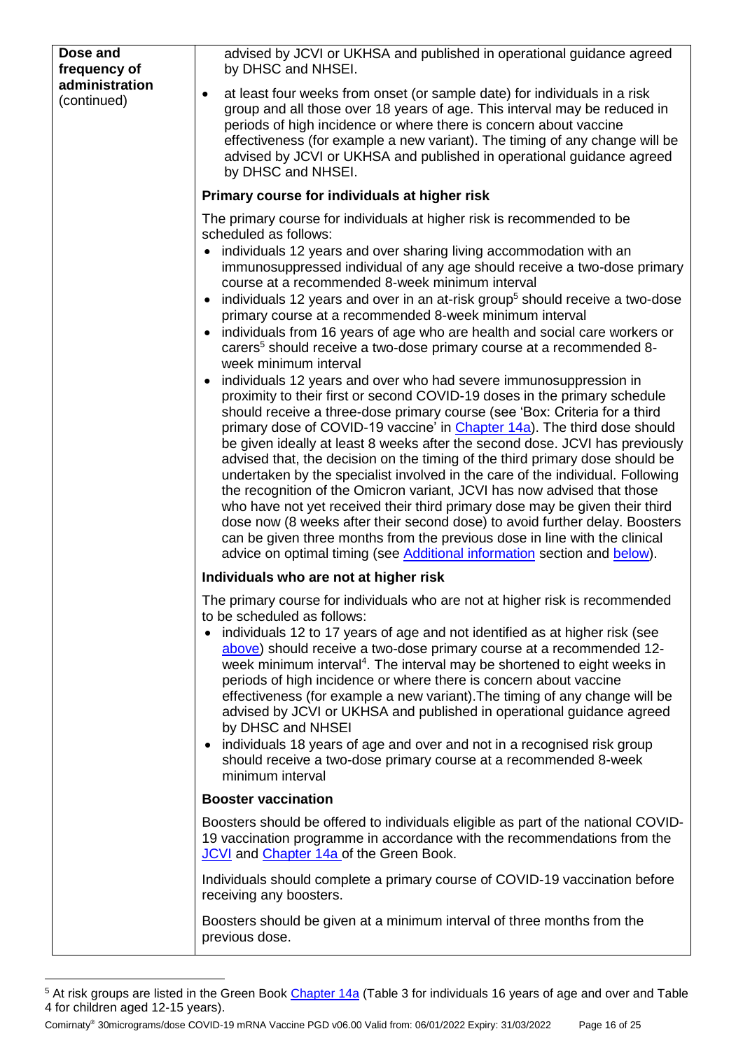| | |
|---|---|
| **Dose and frequency of administration** (continued) | advised by JCVI or UKHSA and published in operational guidance agreed by DHSC and NHSEI.<br><br>• at least four weeks from onset (or sample date) for individuals in a risk group and all those over 18 years of age. This interval may be reduced in periods of high incidence or where there is concern about vaccine effectiveness (for example a new variant). The timing of any change will be advised by JCVI or UKHSA and published in operational guidance agreed by DHSC and NHSEI.<br><br>**Primary course for individuals at higher risk**<br><br>The primary course for individuals at higher risk is recommended to be scheduled as follows:<br>• individuals 12 years and over sharing living accommodation with an immunosuppressed individual of any age should receive a two-dose primary course at a recommended 8-week minimum interval<br>• individuals 12 years and over in an at-risk group[5] should receive a two-dose primary course at a recommended 8-week minimum interval<br>• individuals from 16 years of age who are health and social care workers or carers[5] should receive a two-dose primary course at a recommended 8-week minimum interval<br>• individuals 12 years and over who had severe immunosuppression in proximity to their first or second COVID-19 doses in the primary schedule should receive a three-dose primary course (see 'Box: Criteria for a third primary dose of COVID-19 vaccine' in Chapter 14a). The third dose should be given ideally at least 8 weeks after the second dose. JCVI has previously advised that, the decision on the timing of the third primary dose should be undertaken by the specialist involved in the care of the individual. Following the recognition of the Omicron variant, JCVI has now advised that those who have not yet received their third primary dose may be given their third dose now (8 weeks after their second dose) to avoid further delay. Boosters can be given three months from the previous dose in line with the clinical advice on optimal timing (see Additional information section and below).<br><br>**Individuals who are not at higher risk**<br><br>The primary course for individuals who are not at higher risk is recommended to be scheduled as follows:<br>• individuals 12 to 17 years of age and not identified as at higher risk (see above) should receive a two-dose primary course at a recommended 12-week minimum interval[4]. The interval may be shortened to eight weeks in periods of high incidence or where there is concern about vaccine effectiveness (for example a new variant).The timing of any change will be advised by JCVI or UKHSA and published in operational guidance agreed by DHSC and NHSEI<br>• individuals 18 years of age and over and not in a recognised risk group should receive a two-dose primary course at a recommended 8-week minimum interval<br><br>**Booster vaccination**<br><br>Boosters should be offered to individuals eligible as part of the national COVID-19 vaccination programme in accordance with the recommendations from the JCVI and Chapter 14a of the Green Book.<br><br>Individuals should complete a primary course of COVID-19 vaccination before receiving any boosters.<br><br>Boosters should be given at a minimum interval of three months from the previous dose. |

[5] At risk groups are listed in the Green Book Chapter 14a (Table 3 for individuals 16 years of age and over and Table 4 for children aged 12-15 years).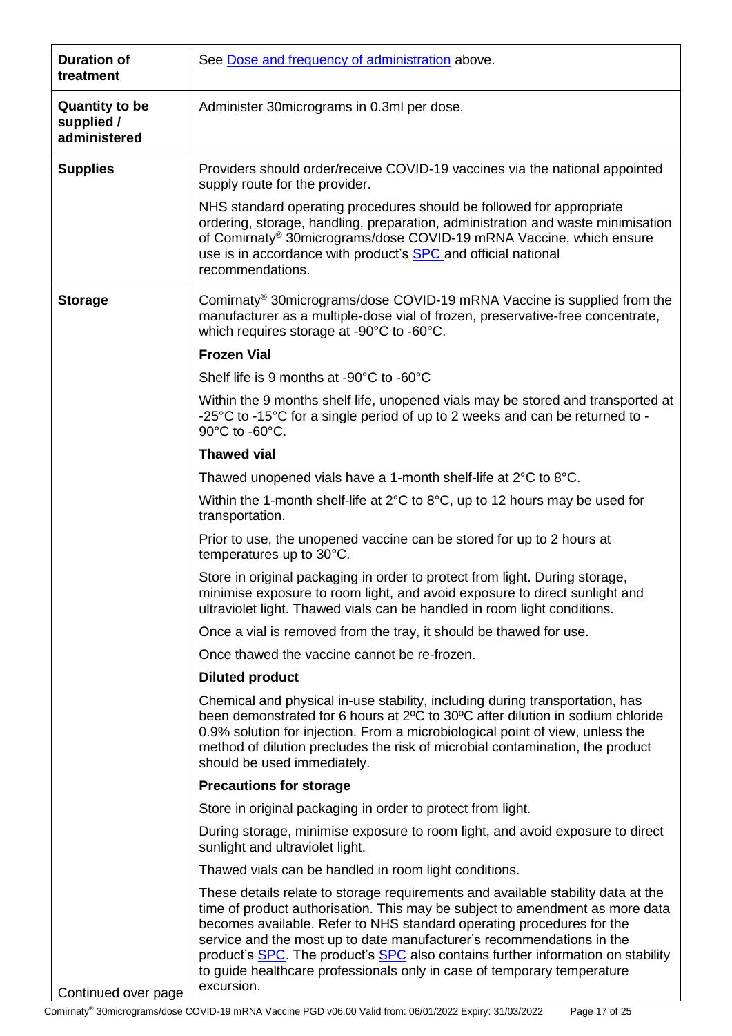| | |
|---|---|
| **Duration of treatment** | See Dose and frequency of administration above. |
| **Quantity to be supplied / administered** | Administer 30micrograms in 0.3ml per dose. |
| **Supplies** | Providers should order/receive COVID-19 vaccines via the national appointed supply route for the provider.<br><br>NHS standard operating procedures should be followed for appropriate ordering, storage, handling, preparation, administration and waste minimisation of Comirnaty® 30micrograms/dose COVID-19 mRNA Vaccine, which ensure use is in accordance with product's SPC and official national recommendations. |
| **Storage**<br><br><br><br><br><br><br><br><br><br><br><br><br><br><br><br><br><br><br><br><br><br><br>Continued over page | Comirnaty® 30micrograms/dose COVID-19 mRNA Vaccine is supplied from the manufacturer as a multiple-dose vial of frozen, preservative-free concentrate, which requires storage at -90°C to -60°C.<br><br>**Frozen Vial**<br><br>Shelf life is 9 months at -90°C to -60°C<br><br>Within the 9 months shelf life, unopened vials may be stored and transported at -25°C to -15°C for a single period of up to 2 weeks and can be returned to -90°C to -60°C.<br><br>**Thawed vial**<br><br>Thawed unopened vials have a 1-month shelf-life at 2°C to 8°C.<br><br>Within the 1-month shelf-life at 2°C to 8°C, up to 12 hours may be used for transportation.<br><br>Prior to use, the unopened vaccine can be stored for up to 2 hours at temperatures up to 30°C.<br><br>Store in original packaging in order to protect from light. During storage, minimise exposure to room light, and avoid exposure to direct sunlight and ultraviolet light. Thawed vials can be handled in room light conditions.<br><br>Once a vial is removed from the tray, it should be thawed for use.<br><br>Once thawed the vaccine cannot be re-frozen.<br><br>**Diluted product**<br><br>Chemical and physical in-use stability, including during transportation, has been demonstrated for 6 hours at 2ºC to 30ºC after dilution in sodium chloride 0.9% solution for injection. From a microbiological point of view, unless the method of dilution precludes the risk of microbial contamination, the product should be used immediately.<br><br>**Precautions for storage**<br><br>Store in original packaging in order to protect from light.<br><br>During storage, minimise exposure to room light, and avoid exposure to direct sunlight and ultraviolet light.<br><br>Thawed vials can be handled in room light conditions.<br><br>These details relate to storage requirements and available stability data at the time of product authorisation. This may be subject to amendment as more data becomes available. Refer to NHS standard operating procedures for the service and the most up to date manufacturer's recommendations in the product's SPC. The product's SPC also contains further information on stability to guide healthcare professionals only in case of temporary temperature excursion. |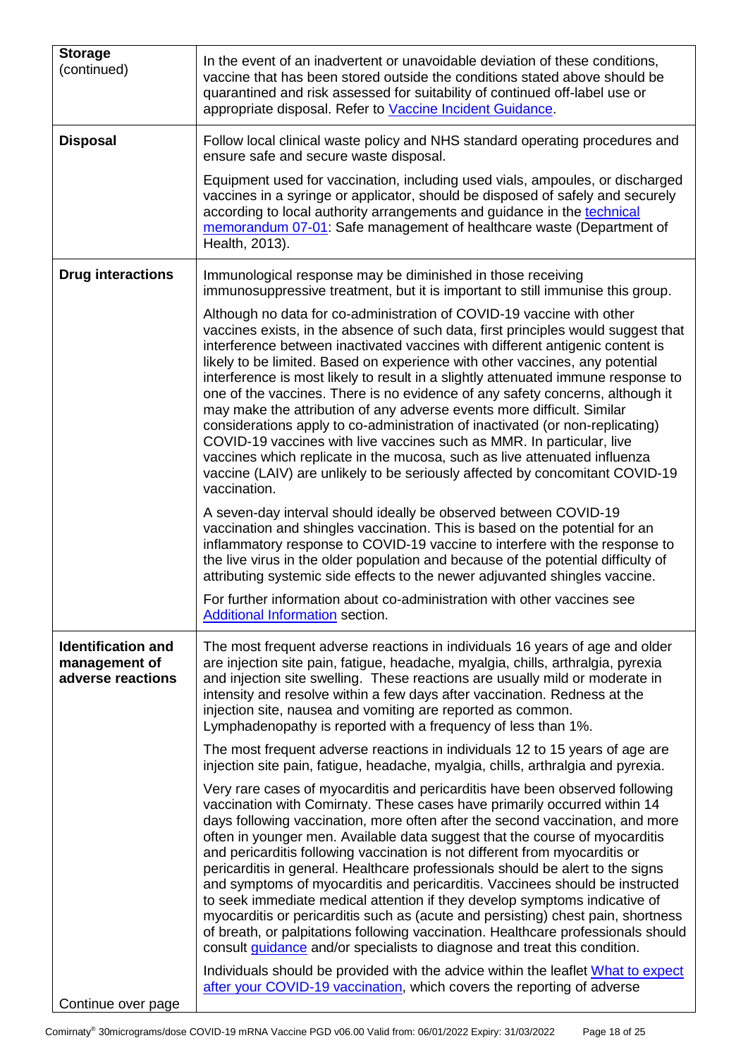| | |
|---|---|
| **Storage** (continued) | In the event of an inadvertent or unavoidable deviation of these conditions, vaccine that has been stored outside the conditions stated above should be quarantined and risk assessed for suitability of continued off-label use or appropriate disposal. Refer to Vaccine Incident Guidance. |
| **Disposal** | Follow local clinical waste policy and NHS standard operating procedures and ensure safe and secure waste disposal.<br><br>Equipment used for vaccination, including used vials, ampoules, or discharged vaccines in a syringe or applicator, should be disposed of safely and securely according to local authority arrangements and guidance in the technical memorandum 07-01: Safe management of healthcare waste (Department of Health, 2013). |
| **Drug interactions** | Immunological response may be diminished in those receiving immunosuppressive treatment, but it is important to still immunise this group.<br><br>Although no data for co-administration of COVID-19 vaccine with other vaccines exists, in the absence of such data, first principles would suggest that interference between inactivated vaccines with different antigenic content is likely to be limited. Based on experience with other vaccines, any potential interference is most likely to result in a slightly attenuated immune response to one of the vaccines. There is no evidence of any safety concerns, although it may make the attribution of any adverse events more difficult. Similar considerations apply to co-administration of inactivated (or non-replicating) COVID-19 vaccines with live vaccines such as MMR. In particular, live vaccines which replicate in the mucosa, such as live attenuated influenza vaccine (LAIV) are unlikely to be seriously affected by concomitant COVID-19 vaccination.<br><br>A seven-day interval should ideally be observed between COVID-19 vaccination and shingles vaccination. This is based on the potential for an inflammatory response to COVID-19 vaccine to interfere with the response to the live virus in the older population and because of the potential difficulty of attributing systemic side effects to the newer adjuvanted shingles vaccine.<br><br>For further information about co-administration with other vaccines see Additional Information section. |
| **Identification and management of adverse reactions**<br><br>Continue over page | The most frequent adverse reactions in individuals 16 years of age and older are injection site pain, fatigue, headache, myalgia, chills, arthralgia, pyrexia and injection site swelling. These reactions are usually mild or moderate in intensity and resolve within a few days after vaccination. Redness at the injection site, nausea and vomiting are reported as common. Lymphadenopathy is reported with a frequency of less than 1%.<br><br>The most frequent adverse reactions in individuals 12 to 15 years of age are injection site pain, fatigue, headache, myalgia, chills, arthralgia and pyrexia.<br><br>Very rare cases of myocarditis and pericarditis have been observed following vaccination with Comirnaty. These cases have primarily occurred within 14 days following vaccination, more often after the second vaccination, and more often in younger men. Available data suggest that the course of myocarditis and pericarditis following vaccination is not different from myocarditis or pericarditis in general. Healthcare professionals should be alert to the signs and symptoms of myocarditis and pericarditis. Vaccinees should be instructed to seek immediate medical attention if they develop symptoms indicative of myocarditis or pericarditis such as (acute and persisting) chest pain, shortness of breath, or palpitations following vaccination. Healthcare professionals should consult guidance and/or specialists to diagnose and treat this condition.<br><br>Individuals should be provided with the advice within the leaflet What to expect after your COVID-19 vaccination, which covers the reporting of adverse |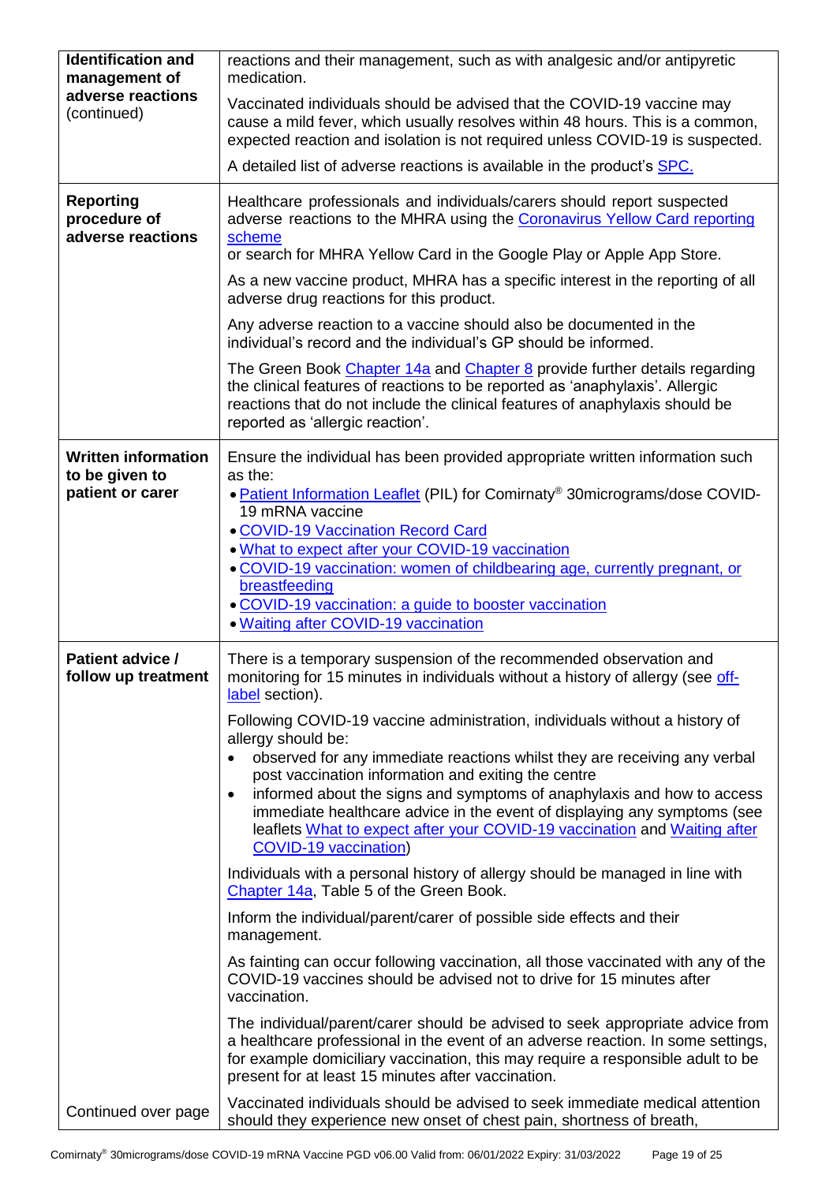| | |
|---|---|
| **Identification and management of adverse reactions** (continued) | reactions and their management, such as with analgesic and/or antipyretic medication.<br><br>Vaccinated individuals should be advised that the COVID-19 vaccine may cause a mild fever, which usually resolves within 48 hours. This is a common, expected reaction and isolation is not required unless COVID-19 is suspected.<br><br>A detailed list of adverse reactions is available in the product's SPC. |
| **Reporting procedure of adverse reactions** | Healthcare professionals and individuals/carers should report suspected adverse reactions to the MHRA using the Coronavirus Yellow Card reporting scheme or search for MHRA Yellow Card in the Google Play or Apple App Store.<br><br>As a new vaccine product, MHRA has a specific interest in the reporting of all adverse drug reactions for this product.<br><br>Any adverse reaction to a vaccine should also be documented in the individual's record and the individual's GP should be informed.<br><br>The Green Book Chapter 14a and Chapter 8 provide further details regarding the clinical features of reactions to be reported as 'anaphylaxis'. Allergic reactions that do not include the clinical features of anaphylaxis should be reported as 'allergic reaction'. |
| **Written information to be given to patient or carer** | Ensure the individual has been provided appropriate written information such as the:<br>• Patient Information Leaflet (PIL) for Comirnaty® 30micrograms/dose COVID-19 mRNA vaccine<br>• COVID-19 Vaccination Record Card<br>• What to expect after your COVID-19 vaccination<br>• COVID-19 vaccination: women of childbearing age, currently pregnant, or breastfeeding<br>• COVID-19 vaccination: a guide to booster vaccination<br>• Waiting after COVID-19 vaccination |
| **Patient advice / follow up treatment**<br><br><br><br><br><br><br><br><br><br><br><br><br><br><br><br><br><br><br>Continued over page | There is a temporary suspension of the recommended observation and monitoring for 15 minutes in individuals without a history of allergy (see off-label section).<br><br>Following COVID-19 vaccine administration, individuals without a history of allergy should be:<br>• observed for any immediate reactions whilst they are receiving any verbal post vaccination information and exiting the centre<br>• informed about the signs and symptoms of anaphylaxis and how to access immediate healthcare advice in the event of displaying any symptoms (see leaflets What to expect after your COVID-19 vaccination and Waiting after COVID-19 vaccination)<br><br>Individuals with a personal history of allergy should be managed in line with Chapter 14a, Table 5 of the Green Book.<br><br>Inform the individual/parent/carer of possible side effects and their management.<br><br>As fainting can occur following vaccination, all those vaccinated with any of the COVID-19 vaccines should be advised not to drive for 15 minutes after vaccination.<br><br>The individual/parent/carer should be advised to seek appropriate advice from a healthcare professional in the event of an adverse reaction. In some settings, for example domiciliary vaccination, this may require a responsible adult to be present for at least 15 minutes after vaccination.<br><br>Vaccinated individuals should be advised to seek immediate medical attention should they experience new onset of chest pain, shortness of breath, |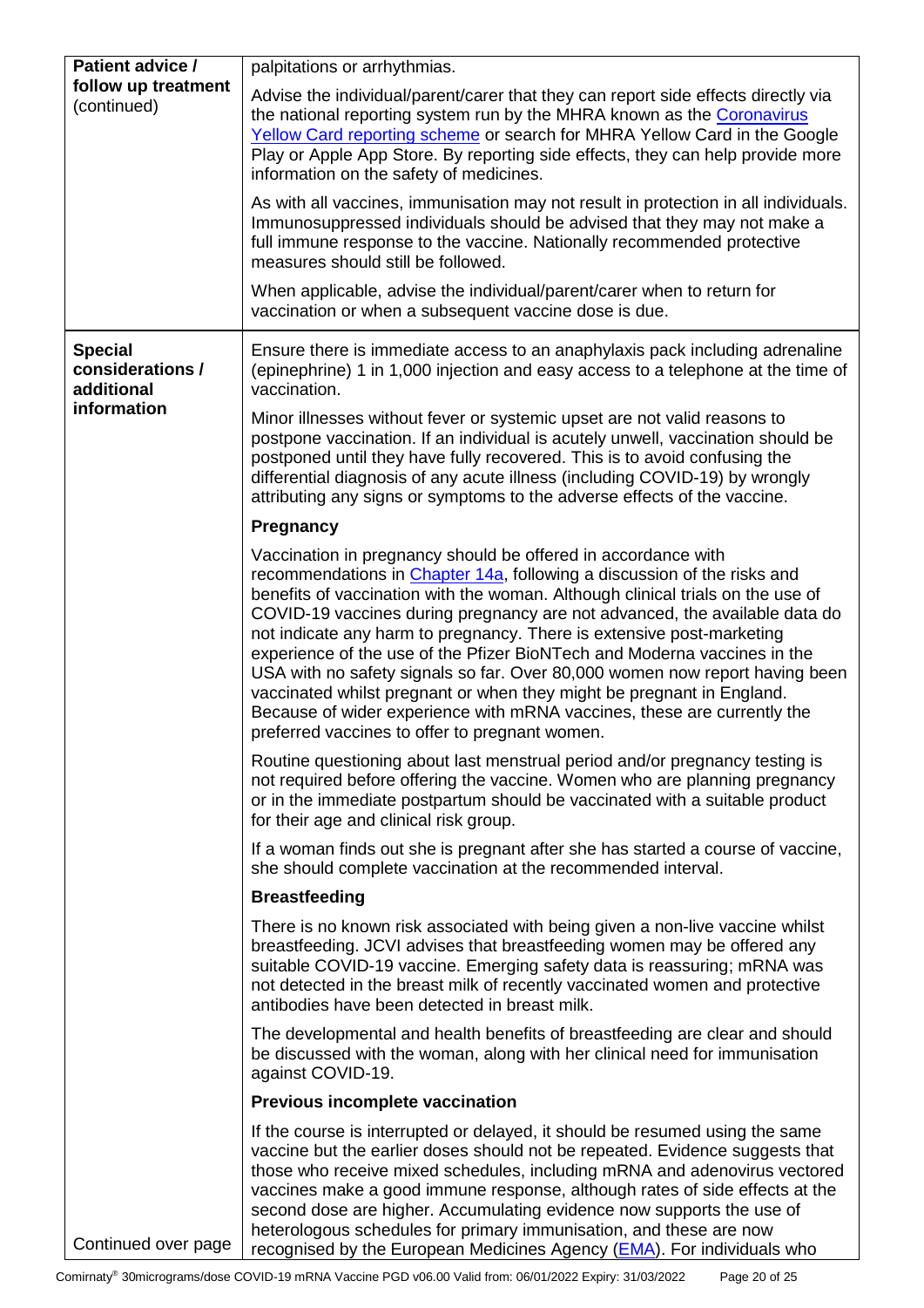| | |
|---|---|
| **Patient advice / follow up treatment** (continued) | palpitations or arrhythmias.<br><br>Advise the individual/parent/carer that they can report side effects directly via the national reporting system run by the MHRA known as the Coronavirus Yellow Card reporting scheme or search for MHRA Yellow Card in the Google Play or Apple App Store. By reporting side effects, they can help provide more information on the safety of medicines.<br><br>As with all vaccines, immunisation may not result in protection in all individuals. Immunosuppressed individuals should be advised that they may not make a full immune response to the vaccine. Nationally recommended protective measures should still be followed.<br><br>When applicable, advise the individual/parent/carer when to return for vaccination or when a subsequent vaccine dose is due. |
| **Special considerations / additional information**<br><br><br><br><br><br><br><br><br><br><br><br><br><br><br><br>Continued over page | Ensure there is immediate access to an anaphylaxis pack including adrenaline (epinephrine) 1 in 1,000 injection and easy access to a telephone at the time of vaccination.<br><br>Minor illnesses without fever or systemic upset are not valid reasons to postpone vaccination. If an individual is acutely unwell, vaccination should be postponed until they have fully recovered. This is to avoid confusing the differential diagnosis of any acute illness (including COVID-19) by wrongly attributing any signs or symptoms to the adverse effects of the vaccine.<br><br>**Pregnancy**<br><br>Vaccination in pregnancy should be offered in accordance with recommendations in Chapter 14a, following a discussion of the risks and benefits of vaccination with the woman. Although clinical trials on the use of COVID-19 vaccines during pregnancy are not advanced, the available data do not indicate any harm to pregnancy. There is extensive post-marketing experience of the use of the Pfizer BioNTech and Moderna vaccines in the USA with no safety signals so far. Over 80,000 women now report having been vaccinated whilst pregnant or when they might be pregnant in England. Because of wider experience with mRNA vaccines, these are currently the preferred vaccines to offer to pregnant women.<br><br>Routine questioning about last menstrual period and/or pregnancy testing is not required before offering the vaccine. Women who are planning pregnancy or in the immediate postpartum should be vaccinated with a suitable product for their age and clinical risk group.<br><br>If a woman finds out she is pregnant after she has started a course of vaccine, she should complete vaccination at the recommended interval.<br><br>**Breastfeeding**<br><br>There is no known risk associated with being given a non-live vaccine whilst breastfeeding. JCVI advises that breastfeeding women may be offered any suitable COVID-19 vaccine. Emerging safety data is reassuring; mRNA was not detected in the breast milk of recently vaccinated women and protective antibodies have been detected in breast milk.<br><br>The developmental and health benefits of breastfeeding are clear and should be discussed with the woman, along with her clinical need for immunisation against COVID-19.<br><br>**Previous incomplete vaccination**<br><br>If the course is interrupted or delayed, it should be resumed using the same vaccine but the earlier doses should not be repeated. Evidence suggests that those who receive mixed schedules, including mRNA and adenovirus vectored vaccines make a good immune response, although rates of side effects at the second dose are higher. Accumulating evidence now supports the use of heterologous schedules for primary immunisation, and these are now recognised by the European Medicines Agency (EMA). For individuals who |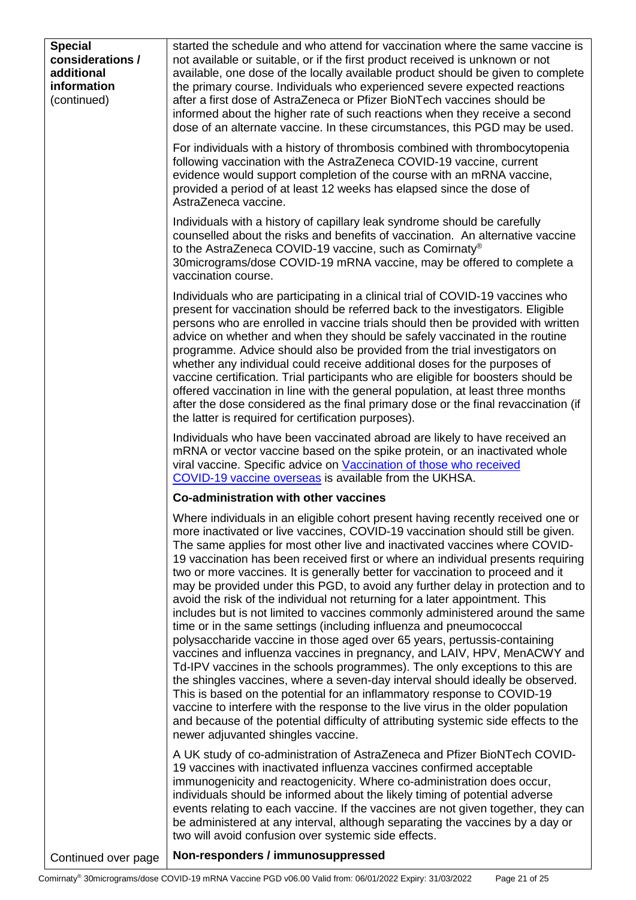| | |
|---|---|
| **Special considerations / additional information** (continued) | started the schedule and who attend for vaccination where the same vaccine is not available or suitable, or if the first product received is unknown or not available, one dose of the locally available product should be given to complete the primary course. Individuals who experienced severe expected reactions after a first dose of AstraZeneca or Pfizer BioNTech vaccines should be informed about the higher rate of such reactions when they receive a second dose of an alternate vaccine. In these circumstances, this PGD may be used.<br><br>For individuals with a history of thrombosis combined with thrombocytopenia following vaccination with the AstraZeneca COVID-19 vaccine, current evidence would support completion of the course with an mRNA vaccine, provided a period of at least 12 weeks has elapsed since the dose of AstraZeneca vaccine.<br><br>Individuals with a history of capillary leak syndrome should be carefully counselled about the risks and benefits of vaccination. An alternative vaccine to the AstraZeneca COVID-19 vaccine, such as Comirnaty® 30micrograms/dose COVID-19 mRNA vaccine, may be offered to complete a vaccination course.<br><br>Individuals who are participating in a clinical trial of COVID-19 vaccines who present for vaccination should be referred back to the investigators. Eligible persons who are enrolled in vaccine trials should then be provided with written advice on whether and when they should be safely vaccinated in the routine programme. Advice should also be provided from the trial investigators on whether any individual could receive additional doses for the purposes of vaccine certification. Trial participants who are eligible for boosters should be offered vaccination in line with the general population, at least three months after the dose considered as the final primary dose or the final revaccination (if the latter is required for certification purposes).<br><br>Individuals who have been vaccinated abroad are likely to have received an mRNA or vector vaccine based on the spike protein, or an inactivated whole viral vaccine. Specific advice on Vaccination of those who received COVID-19 vaccine overseas is available from the UKHSA.<br><br>**Co-administration with other vaccines**<br><br>Where individuals in an eligible cohort present having recently received one or more inactivated or live vaccines, COVID-19 vaccination should still be given. The same applies for most other live and inactivated vaccines where COVID-19 vaccination has been received first or where an individual presents requiring two or more vaccines. It is generally better for vaccination to proceed and it may be provided under this PGD, to avoid any further delay in protection and to avoid the risk of the individual not returning for a later appointment. This includes but is not limited to vaccines commonly administered around the same time or in the same settings (including influenza and pneumococcal polysaccharide vaccine in those aged over 65 years, pertussis-containing vaccines and influenza vaccines in pregnancy, and LAIV, HPV, MenACWY and Td-IPV vaccines in the schools programmes). The only exceptions to this are the shingles vaccines, where a seven-day interval should ideally be observed. This is based on the potential for an inflammatory response to COVID-19 vaccine to interfere with the response to the live virus in the older population and because of the potential difficulty of attributing systemic side effects to the newer adjuvanted shingles vaccine.<br><br>A UK study of co-administration of AstraZeneca and Pfizer BioNTech COVID-19 vaccines with inactivated influenza vaccines confirmed acceptable immunogenicity and reactogenicity. Where co-administration does occur, individuals should be informed about the likely timing of potential adverse events relating to each vaccine. If the vaccines are not given together, they can be administered at any interval, although separating the vaccines by a day or two will avoid confusion over systemic side effects. |
| Continued over page | **Non-responders / immunosuppressed** |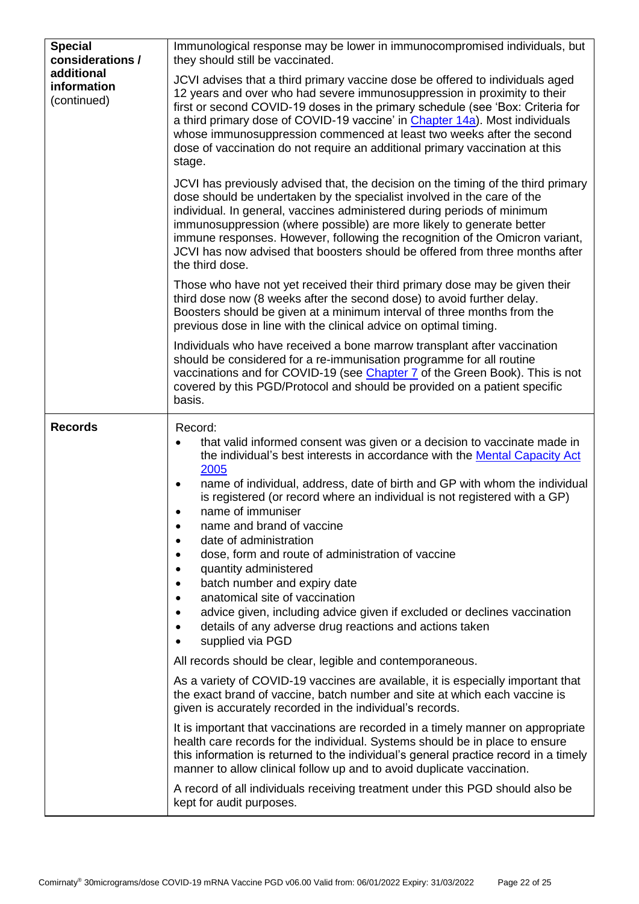| | |
|---|---|
| **Special considerations / additional information** (continued) | Immunological response may be lower in immunocompromised individuals, but they should still be vaccinated.<br><br>JCVI advises that a third primary vaccine dose be offered to individuals aged 12 years and over who had severe immunosuppression in proximity to their first or second COVID-19 doses in the primary schedule (see 'Box: Criteria for a third primary dose of COVID-19 vaccine' in [Chapter 14a](#)). Most individuals whose immunosuppression commenced at least two weeks after the second dose of vaccination do not require an additional primary vaccination at this stage.<br><br>JCVI has previously advised that, the decision on the timing of the third primary dose should be undertaken by the specialist involved in the care of the individual. In general, vaccines administered during periods of minimum immunosuppression (where possible) are more likely to generate better immune responses. However, following the recognition of the Omicron variant, JCVI has now advised that boosters should be offered from three months after the third dose.<br><br>Those who have not yet received their third primary dose may be given their third dose now (8 weeks after the second dose) to avoid further delay. Boosters should be given at a minimum interval of three months from the previous dose in line with the clinical advice on optimal timing.<br><br>Individuals who have received a bone marrow transplant after vaccination should be considered for a re-immunisation programme for all routine vaccinations and for COVID-19 (see [Chapter 7](#) of the Green Book). This is not covered by this PGD/Protocol and should be provided on a patient specific basis. |
| **Records** | Record:<br>• that valid informed consent was given or a decision to vaccinate made in the individual's best interests in accordance with the [Mental Capacity Act 2005](#)<br>• name of individual, address, date of birth and GP with whom the individual is registered (or record where an individual is not registered with a GP)<br>• name of immuniser<br>• name and brand of vaccine<br>• date of administration<br>• dose, form and route of administration of vaccine<br>• quantity administered<br>• batch number and expiry date<br>• anatomical site of vaccination<br>• advice given, including advice given if excluded or declines vaccination<br>• details of any adverse drug reactions and actions taken<br>• supplied via PGD<br><br>All records should be clear, legible and contemporaneous.<br><br>As a variety of COVID-19 vaccines are available, it is especially important that the exact brand of vaccine, batch number and site at which each vaccine is given is accurately recorded in the individual's records.<br><br>It is important that vaccinations are recorded in a timely manner on appropriate health care records for the individual. Systems should be in place to ensure this information is returned to the individual's general practice record in a timely manner to allow clinical follow up and to avoid duplicate vaccination.<br><br>A record of all individuals receiving treatment under this PGD should also be kept for audit purposes. |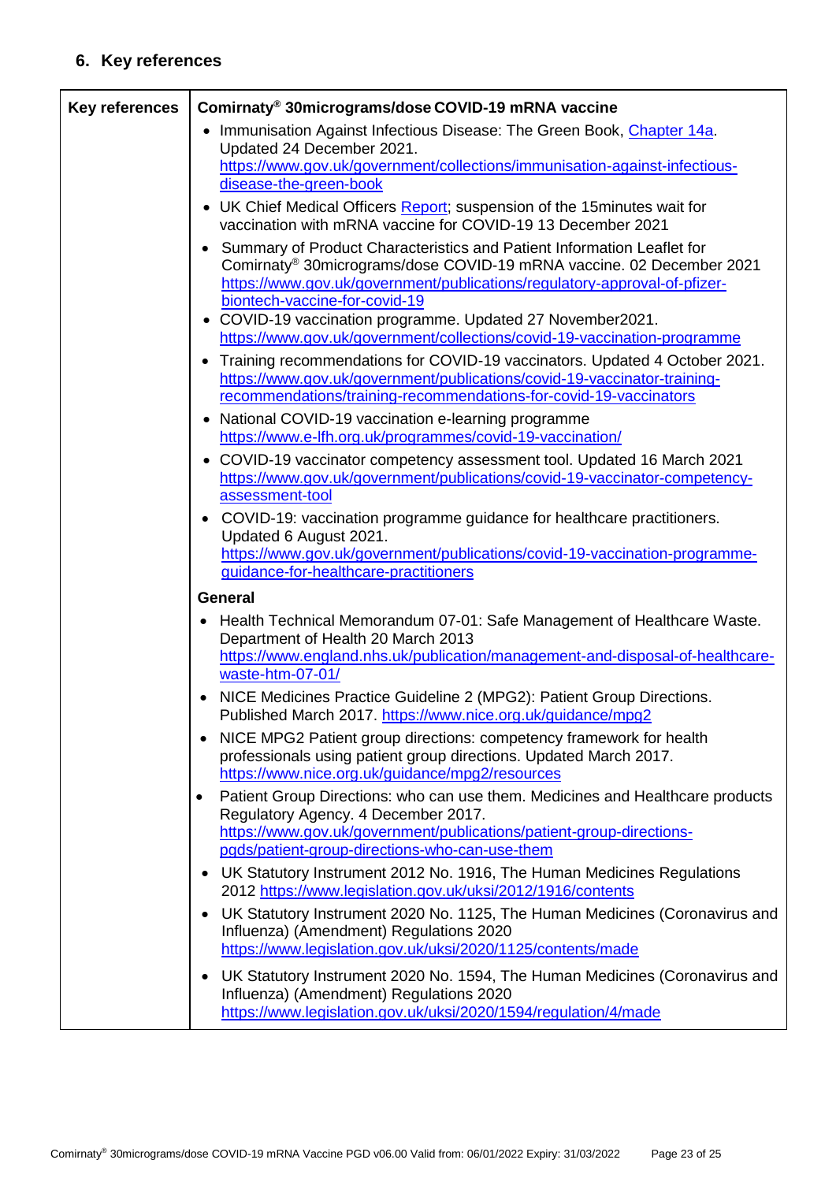## 6. Key references

| Key references | **Comirnaty® 30micrograms/dose COVID-19 mRNA vaccine**<br>• Immunisation Against Infectious Disease: The Green Book, Chapter 14a. Updated 24 December 2021. https://www.gov.uk/government/collections/immunisation-against-infectious-disease-the-green-book<br>• UK Chief Medical Officers Report; suspension of the 15minutes wait for vaccination with mRNA vaccine for COVID-19 13 December 2021<br>• Summary of Product Characteristics and Patient Information Leaflet for Comirnaty® 30micrograms/dose COVID-19 mRNA vaccine. 02 December 2021 https://www.gov.uk/government/publications/regulatory-approval-of-pfizer-biontech-vaccine-for-covid-19<br>• COVID-19 vaccination programme. Updated 27 November2021. https://www.gov.uk/government/collections/covid-19-vaccination-programme<br>• Training recommendations for COVID-19 vaccinators. Updated 4 October 2021. https://www.gov.uk/government/publications/covid-19-vaccinator-training-recommendations/training-recommendations-for-covid-19-vaccinators<br>• National COVID-19 vaccination e-learning programme https://www.e-lfh.org.uk/programmes/covid-19-vaccination/<br>• COVID-19 vaccinator competency assessment tool. Updated 16 March 2021 https://www.gov.uk/government/publications/covid-19-vaccinator-competency-assessment-tool<br>• COVID-19: vaccination programme guidance for healthcare practitioners. Updated 6 August 2021. https://www.gov.uk/government/publications/covid-19-vaccination-programme-guidance-for-healthcare-practitioners<br>**General**<br>• Health Technical Memorandum 07-01: Safe Management of Healthcare Waste. Department of Health 20 March 2013 https://www.england.nhs.uk/publication/management-and-disposal-of-healthcare-waste-htm-07-01/<br>• NICE Medicines Practice Guideline 2 (MPG2): Patient Group Directions. Published March 2017. https://www.nice.org.uk/guidance/mpg2<br>• NICE MPG2 Patient group directions: competency framework for health professionals using patient group directions. Updated March 2017. https://www.nice.org.uk/guidance/mpg2/resources<br>• Patient Group Directions: who can use them. Medicines and Healthcare products Regulatory Agency. 4 December 2017. https://www.gov.uk/government/publications/patient-group-directions-pgds/patient-group-directions-who-can-use-them<br>• UK Statutory Instrument 2012 No. 1916, The Human Medicines Regulations 2012 https://www.legislation.gov.uk/uksi/2012/1916/contents<br>• UK Statutory Instrument 2020 No. 1125, The Human Medicines (Coronavirus and Influenza) (Amendment) Regulations 2020 https://www.legislation.gov.uk/uksi/2020/1125/contents/made<br>• UK Statutory Instrument 2020 No. 1594, The Human Medicines (Coronavirus and Influenza) (Amendment) Regulations 2020 https://www.legislation.gov.uk/uksi/2020/1594/regulation/4/made |
|---|---|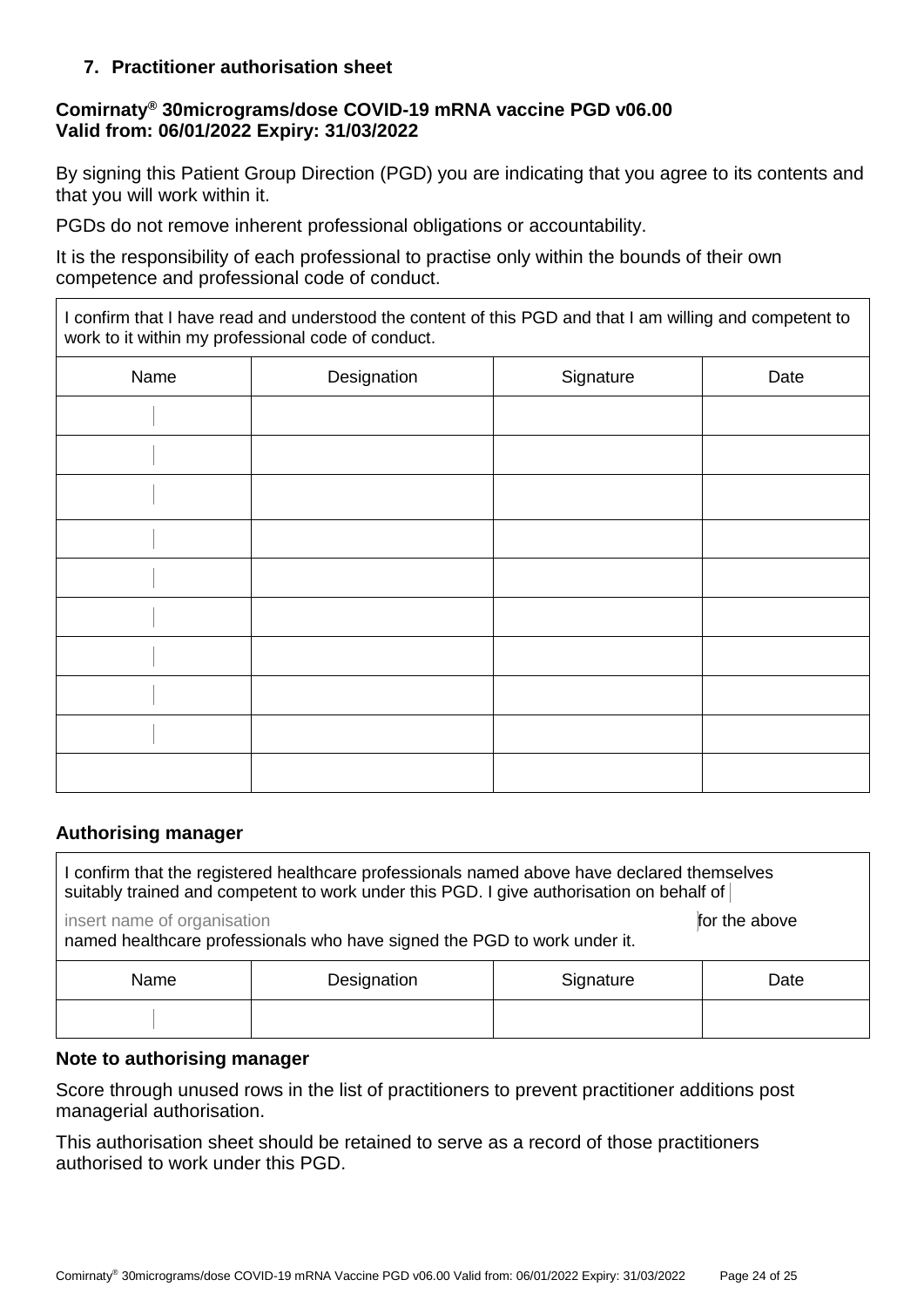## 7. Practitioner authorisation sheet

**Comirnaty® 30micrograms/dose COVID-19 mRNA vaccine PGD v06.00**
**Valid from: 06/01/2022 Expiry: 31/03/2022**

By signing this Patient Group Direction (PGD) you are indicating that you agree to its contents and that you will work within it.

PGDs do not remove inherent professional obligations or accountability.

It is the responsibility of each professional to practise only within the bounds of their own competence and professional code of conduct.

| I confirm that I have read and understood the content of this PGD and that I am willing and competent to work to it within my professional code of conduct. | | | |
|---|---|---|---|
| Name | Designation | Signature | Date |
| | | | |
| | | | |
| | | | |
| | | | |
| | | | |
| | | | |
| | | | |
| | | | |
| | | | |
| | | | |

### Authorising manager

| I confirm that the registered healthcare professionals named above have declared themselves suitably trained and competent to work under this PGD. I give authorisation on behalf of insert name of organisation for the above named healthcare professionals who have signed the PGD to work under it. | | | |
|---|---|---|---|
| Name | Designation | Signature | Date |
| | | | |

### Note to authorising manager

Score through unused rows in the list of practitioners to prevent practitioner additions post managerial authorisation.

This authorisation sheet should be retained to serve as a record of those practitioners authorised to work under this PGD.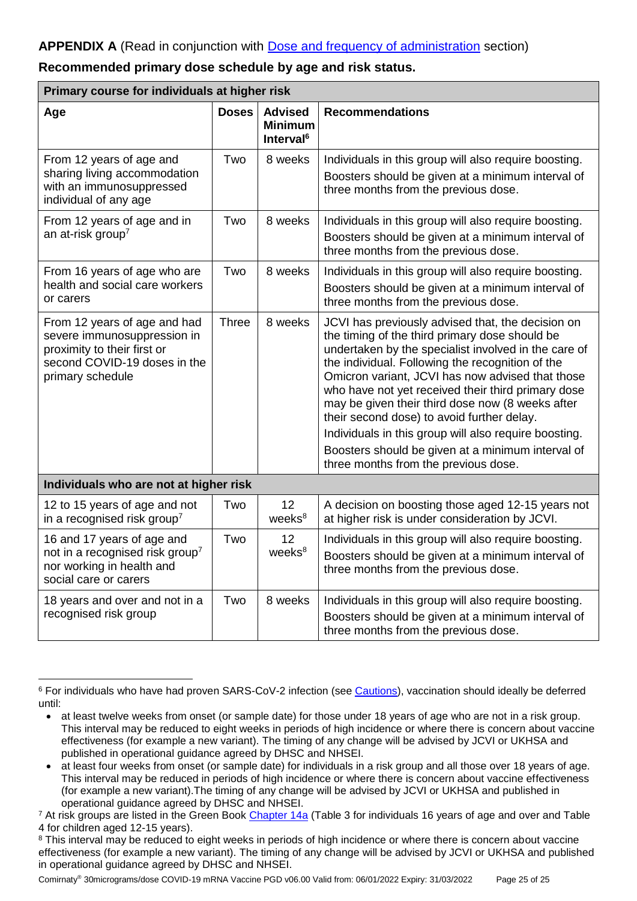**APPENDIX A** (Read in conjunction with Dose and frequency of administration section)

**Recommended primary dose schedule by age and risk status.**

| Age | Doses | Advised Minimum Interval[6] | Recommendations |
|---|---|---|---|
| **Primary course for individuals at higher risk** | | | |
| From 12 years of age and sharing living accommodation with an immunosuppressed individual of any age | Two | 8 weeks | Individuals in this group will also require boosting. Boosters should be given at a minimum interval of three months from the previous dose. |
| From 12 years of age and in an at-risk group[7] | Two | 8 weeks | Individuals in this group will also require boosting. Boosters should be given at a minimum interval of three months from the previous dose. |
| From 16 years of age who are health and social care workers or carers | Two | 8 weeks | Individuals in this group will also require boosting. Boosters should be given at a minimum interval of three months from the previous dose. |
| From 12 years of age and had severe immunosuppression in proximity to their first or second COVID-19 doses in the primary schedule | Three | 8 weeks | JCVI has previously advised that, the decision on the timing of the third primary dose should be undertaken by the specialist involved in the care of the individual. Following the recognition of the Omicron variant, JCVI has now advised that those who have not yet received their third primary dose may be given their third dose now (8 weeks after their second dose) to avoid further delay. Individuals in this group will also require boosting. Boosters should be given at a minimum interval of three months from the previous dose. |
| **Individuals who are not at higher risk** | | | |
| 12 to 15 years of age and not in a recognised risk group[7] | Two | 12 weeks[8] | A decision on boosting those aged 12-15 years not at higher risk is under consideration by JCVI. |
| 16 and 17 years of age and not in a recognised risk group[7] nor working in health and social care or carers | Two | 12 weeks[8] | Individuals in this group will also require boosting. Boosters should be given at a minimum interval of three months from the previous dose. |
| 18 years and over and not in a recognised risk group | Two | 8 weeks | Individuals in this group will also require boosting. Boosters should be given at a minimum interval of three months from the previous dose. |

[6] For individuals who have had proven SARS-CoV-2 infection (see Cautions), vaccination should ideally be deferred until:

- at least twelve weeks from onset (or sample date) for those under 18 years of age who are not in a risk group. This interval may be reduced to eight weeks in periods of high incidence or where there is concern about vaccine effectiveness (for example a new variant). The timing of any change will be advised by JCVI or UKHSA and published in operational guidance agreed by DHSC and NHSEI.
- at least four weeks from onset (or sample date) for individuals in a risk group and all those over 18 years of age. This interval may be reduced in periods of high incidence or where there is concern about vaccine effectiveness (for example a new variant).The timing of any change will be advised by JCVI or UKHSA and published in operational guidance agreed by DHSC and NHSEI.

[7] At risk groups are listed in the Green Book Chapter 14a (Table 3 for individuals 16 years of age and over and Table 4 for children aged 12-15 years).

[8] This interval may be reduced to eight weeks in periods of high incidence or where there is concern about vaccine effectiveness (for example a new variant). The timing of any change will be advised by JCVI or UKHSA and published in operational guidance agreed by DHSC and NHSEI.